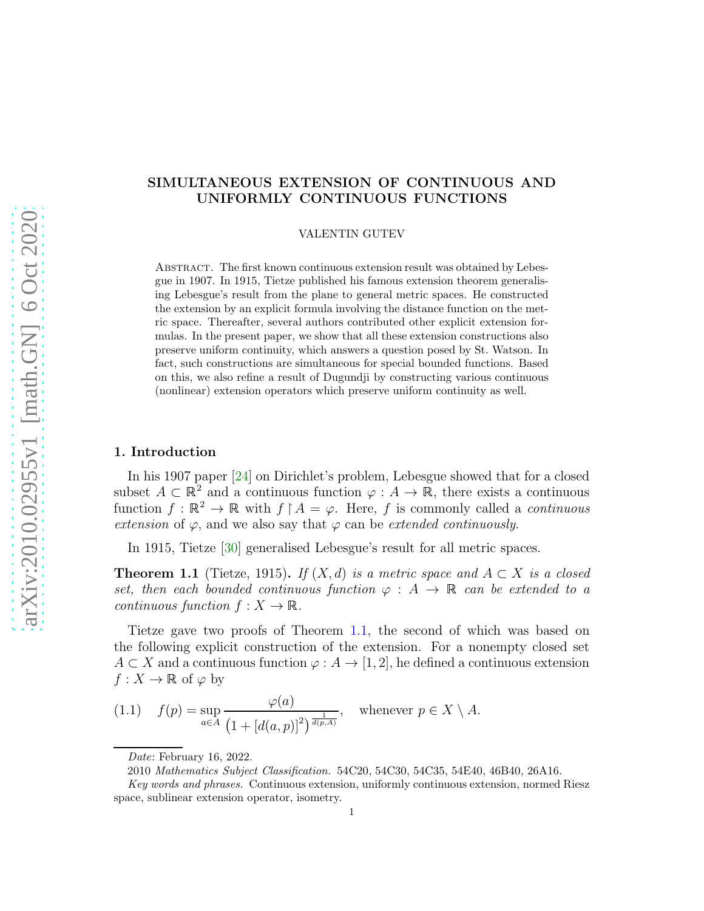# SIMULTANEOUS EXTENSION OF CONTINUOUS AND UNIFORMLY CONTINUOUS FUNCTIONS

VALENTIN GUTEV

Abstract. The first known continuous extension result was obtained by Lebesgue in 1907. In 1915, Tietze published his famous extension theorem generalising Lebesgue's result from the plane to general metric spaces. He constructed the extension by an explicit formula involving the distance function on the metric space. Thereafter, several authors contributed other explicit extension formulas. In the present paper, we show that all these extension constructions also preserve uniform continuity, which answers a question posed by St. Watson. In fact, such constructions are simultaneous for special bounded functions. Based on this, we also refine a result of Dugundji by constructing various continuous (nonlinear) extension operators which preserve uniform continuity as well.

## 1. Introduction

In his 1907 paper [24] on Dirichlet's problem, Lebesgue showed that for a closed subset $A \subset \mathbb{R}^2$ and a continuous function $\varphi : A \to \mathbb{R}$, there exists a continuous function $f : \mathbb{R}^2 \to \mathbb{R}$ with $f \restriction A = \varphi$. Here, $f$ is commonly called a *continuous extension* of $\varphi$, and we also say that $\varphi$ can be *extended continuously*.

In 1915, Tietze [30] generalised Lebesgue's result for all metric spaces.

**Theorem 1.1** (Tietze, 1915)**.** *If $(X, d)$ is a metric space and $A \subset X$ is a closed set, then each bounded continuous function $\varphi : A \to \mathbb{R}$ can be extended to a continuous function $f : X \to \mathbb{R}$.*

Tietze gave two proofs of Theorem 1.1, the second of which was based on the following explicit construction of the extension. For a nonempty closed set $A \subset X$ and a continuous function $\varphi : A \to [1, 2]$, he defined a continuous extension $f : X \to \mathbb{R}$ of $\varphi$ by

$$f(p) = \sup_{a\in A} \frac{\varphi(a)}{\left(1 + [d(a, p)]^2\right)^{\frac{1}{d(p,A)}}}, \quad \text{whenever } p \in X \setminus A. \tag{1.1}$$

---

*Date*: February 16, 2022.

2010 *Mathematics Subject Classification.* 54C20, 54C30, 54C35, 54E40, 46B40, 26A16.

*Key words and phrases.* Continuous extension, uniformly continuous extension, normed Riesz space, sublinear extension operator, isometry.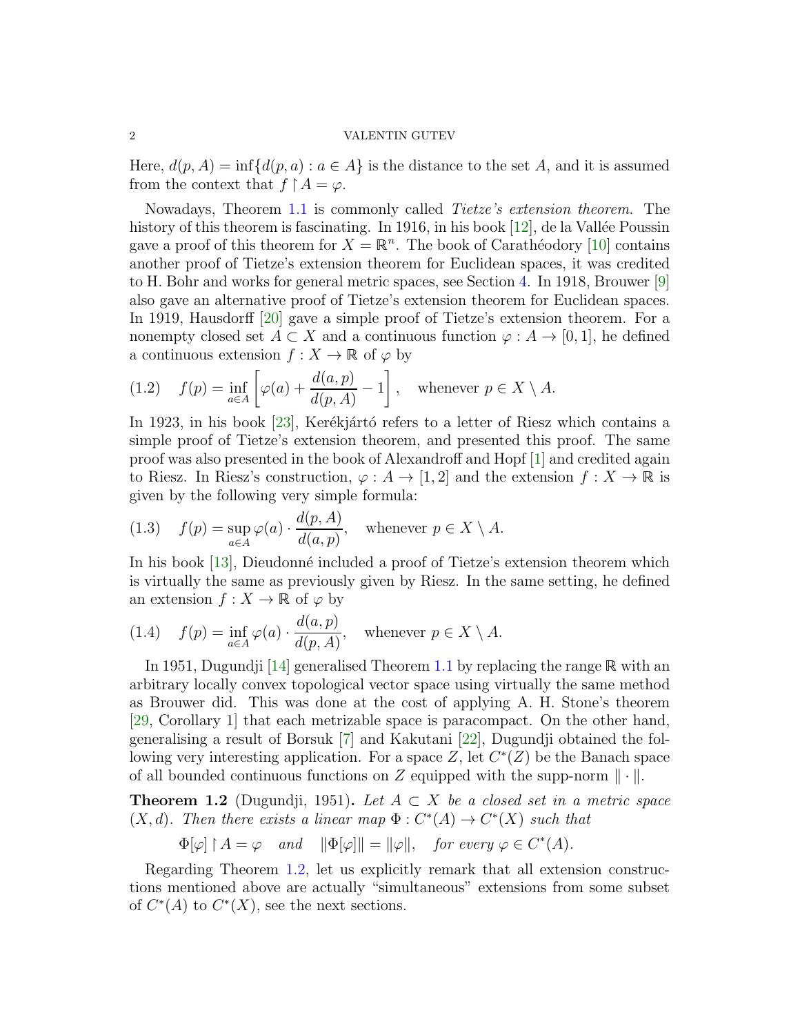Here, $d(p, A) = \inf\{d(p, a) : a \in A\}$ is the distance to the set $A$, and it is assumed from the context that $f \restriction A = \varphi$.

Nowadays, Theorem 1.1 is commonly called *Tietze's extension theorem*. The history of this theorem is fascinating. In 1916, in his book [12], de la Vallée Poussin gave a proof of this theorem for $X = \mathbb{R}^n$. The book of Carathéodory [10] contains another proof of Tietze's extension theorem for Euclidean spaces, it was credited to H. Bohr and works for general metric spaces, see Section 4. In 1918, Brouwer [9] also gave an alternative proof of Tietze's extension theorem for Euclidean spaces. In 1919, Hausdorff [20] gave a simple proof of Tietze's extension theorem. For a nonempty closed set $A \subset X$ and a continuous function $\varphi : A \to [0, 1]$, he defined a continuous extension $f : X \to \mathbb{R}$ of $\varphi$ by

$$(1.2) \quad f(p) = \inf_{a \in A} \left[ \varphi(a) + \frac{d(a, p)}{d(p, A)} - 1 \right], \quad \text{whenever } p \in X \setminus A.$$

In 1923, in his book [23], Kerékjártó refers to a letter of Riesz which contains a simple proof of Tietze's extension theorem, and presented this proof. The same proof was also presented in the book of Alexandroff and Hopf [1] and credited again to Riesz. In Riesz's construction, $\varphi : A \to [1, 2]$ and the extension $f : X \to \mathbb{R}$ is given by the following very simple formula:

$$(1.3) \quad f(p) = \sup_{a \in A} \varphi(a) \cdot \frac{d(p, A)}{d(a, p)}, \quad \text{whenever } p \in X \setminus A.$$

In his book [13], Dieudonné included a proof of Tietze's extension theorem which is virtually the same as previously given by Riesz. In the same setting, he defined an extension $f : X \to \mathbb{R}$ of $\varphi$ by

$$(1.4) \quad f(p) = \inf_{a \in A} \varphi(a) \cdot \frac{d(a, p)}{d(p, A)}, \quad \text{whenever } p \in X \setminus A.$$

In 1951, Dugundji [14] generalised Theorem 1.1 by replacing the range $\mathbb{R}$ with an arbitrary locally convex topological vector space using virtually the same method as Brouwer did. This was done at the cost of applying A. H. Stone's theorem [29, Corollary 1] that each metrizable space is paracompact. On the other hand, generalising a result of Borsuk [7] and Kakutani [22], Dugundji obtained the following very interesting application. For a space $Z$, let $C^*(Z)$ be the Banach space of all bounded continuous functions on $Z$ equipped with the supp-norm $\|\cdot\|$.

**Theorem 1.2** (Dugundji, 1951)**.** *Let $A \subset X$ be a closed set in a metric space $(X, d)$. Then there exists a linear map $\Phi : C^*(A) \to C^*(X)$ such that*

$$\Phi[\varphi] \restriction A = \varphi \quad \textit{and} \quad \|\Phi[\varphi]\| = \|\varphi\|, \quad \textit{for every } \varphi \in C^*(A).$$

Regarding Theorem 1.2, let us explicitly remark that all extension constructions mentioned above are actually "simultaneous" extensions from some subset of $C^*(A)$ to $C^*(X)$, see the next sections.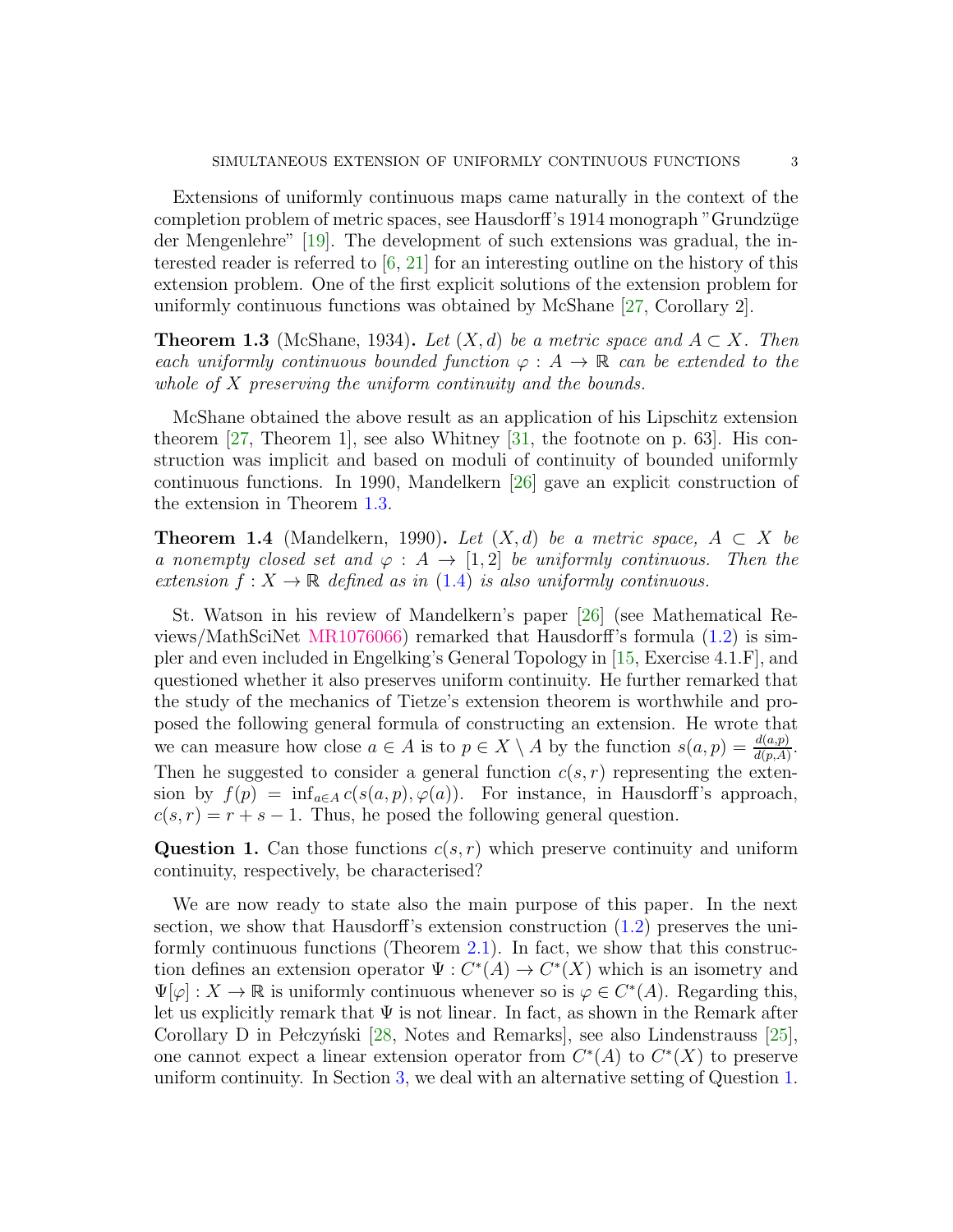Extensions of uniformly continuous maps came naturally in the context of the completion problem of metric spaces, see Hausdorff's 1914 monograph "Grundzüge der Mengenlehre" [19]. The development of such extensions was gradual, the interested reader is referred to [6, 21] for an interesting outline on the history of this extension problem. One of the first explicit solutions of the extension problem for uniformly continuous functions was obtained by McShane [27, Corollary 2].

**Theorem 1.3** (McShane, 1934)**.** *Let $(X, d)$ be a metric space and $A \subset X$. Then each uniformly continuous bounded function $\varphi : A \to \mathbb{R}$ can be extended to the whole of $X$ preserving the uniform continuity and the bounds.*

McShane obtained the above result as an application of his Lipschitz extension theorem [27, Theorem 1], see also Whitney [31, the footnote on p. 63]. His construction was implicit and based on moduli of continuity of bounded uniformly continuous functions. In 1990, Mandelkern [26] gave an explicit construction of the extension in Theorem 1.3.

**Theorem 1.4** (Mandelkern, 1990)**.** *Let $(X, d)$ be a metric space, $A \subset X$ be a nonempty closed set and $\varphi : A \to [1, 2]$ be uniformly continuous. Then the extension $f : X \to \mathbb{R}$ defined as in (1.4) is also uniformly continuous.*

St. Watson in his review of Mandelkern's paper [26] (see Mathematical Reviews/MathSciNet MR1076066) remarked that Hausdorff's formula (1.2) is simpler and even included in Engelking's General Topology in [15, Exercise 4.1.F], and questioned whether it also preserves uniform continuity. He further remarked that the study of the mechanics of Tietze's extension theorem is worthwhile and proposed the following general formula of constructing an extension. He wrote that we can measure how close $a \in A$ is to $p \in X \setminus A$ by the function $s(a, p) = \frac{d(a,p)}{d(p,A)}$. Then he suggested to consider a general function $c(s, r)$ representing the extension by $f(p) = \inf_{a \in A} c(s(a, p), \varphi(a))$. For instance, in Hausdorff's approach, $c(s, r) = r + s - 1$. Thus, he posed the following general question.

**Question 1.** Can those functions $c(s, r)$ which preserve continuity and uniform continuity, respectively, be characterised?

We are now ready to state also the main purpose of this paper. In the next section, we show that Hausdorff's extension construction (1.2) preserves the uniformly continuous functions (Theorem 2.1). In fact, we show that this construction defines an extension operator $\Psi : C^*(A) \to C^*(X)$ which is an isometry and $\Psi[\varphi] : X \to \mathbb{R}$ is uniformly continuous whenever so is $\varphi \in C^*(A)$. Regarding this, let us explicitly remark that $\Psi$ is not linear. In fact, as shown in the Remark after Corollary D in Pełczyński [28, Notes and Remarks], see also Lindenstrauss [25], one cannot expect a linear extension operator from $C^*(A)$ to $C^*(X)$ to preserve uniform continuity. In Section 3, we deal with an alternative setting of Question 1.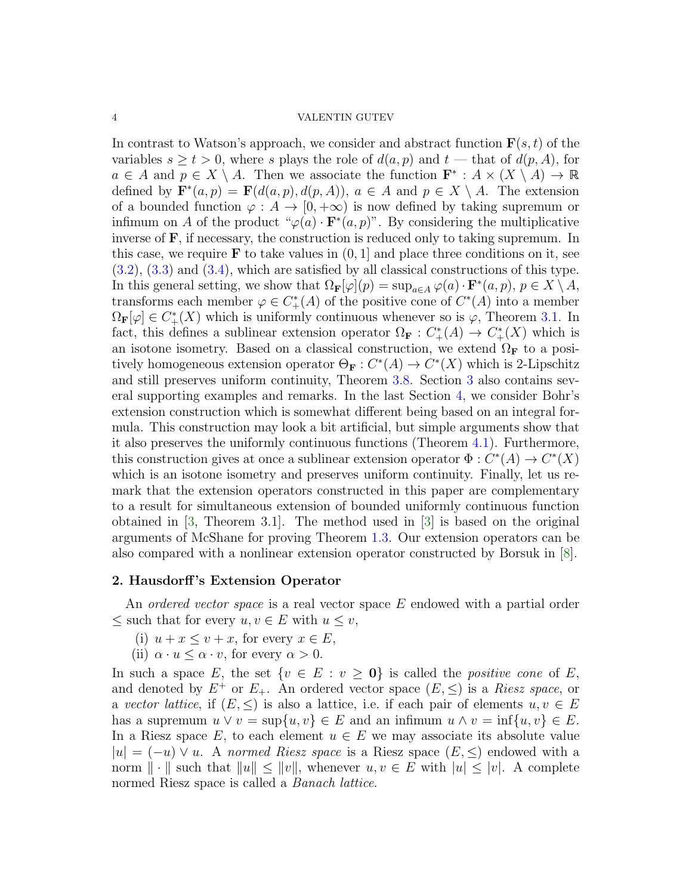In contrast to Watson's approach, we consider and abstract function $\mathbf{F}(s,t)$ of the variables $s \geq t > 0$, where $s$ plays the role of $d(a,p)$ and $t$ — that of $d(p,A)$, for $a \in A$ and $p \in X \setminus A$. Then we associate the function $\mathbf{F}^* : A \times (X \setminus A) \to \mathbb{R}$ defined by $\mathbf{F}^*(a,p) = \mathbf{F}(d(a,p), d(p,A))$, $a \in A$ and $p \in X \setminus A$. The extension of a bounded function $\varphi : A \to [0, +\infty)$ is now defined by taking supremum or infimum on $A$ of the product "$\varphi(a) \cdot \mathbf{F}^*(a,p)$". By considering the multiplicative inverse of $\mathbf{F}$, if necessary, the construction is reduced only to taking supremum. In this case, we require $\mathbf{F}$ to take values in $(0,1]$ and place three conditions on it, see (3.2), (3.3) and (3.4), which are satisfied by all classical constructions of this type. In this general setting, we show that $\Omega_{\mathbf{F}}[\varphi](p) = \sup_{a \in A} \varphi(a) \cdot \mathbf{F}^*(a,p)$, $p \in X \setminus A$, transforms each member $\varphi \in C^*_+(A)$ of the positive cone of $C^*(A)$ into a member $\Omega_{\mathbf{F}}[\varphi] \in C^*_+(X)$ which is uniformly continuous whenever so is $\varphi$, Theorem 3.1. In fact, this defines a sublinear extension operator $\Omega_{\mathbf{F}} : C^*_+(A) \to C^*_+(X)$ which is an isotone isometry. Based on a classical construction, we extend $\Omega_{\mathbf{F}}$ to a positively homogeneous extension operator $\Theta_{\mathbf{F}} : C^*(A) \to C^*(X)$ which is 2-Lipschitz and still preserves uniform continuity, Theorem 3.8. Section 3 also contains several supporting examples and remarks. In the last Section 4, we consider Bohr's extension construction which is somewhat different being based on an integral formula. This construction may look a bit artificial, but simple arguments show that it also preserves the uniformly continuous functions (Theorem 4.1). Furthermore, this construction gives at once a sublinear extension operator $\Phi : C^*(A) \to C^*(X)$ which is an isotone isometry and preserves uniform continuity. Finally, let us remark that the extension operators constructed in this paper are complementary to a result for simultaneous extension of bounded uniformly continuous function obtained in [3, Theorem 3.1]. The method used in [3] is based on the original arguments of McShane for proving Theorem 1.3. Our extension operators can be also compared with a nonlinear extension operator constructed by Borsuk in [8].

## 2. Hausdorff's Extension Operator

An *ordered vector space* is a real vector space $E$ endowed with a partial order $\leq$ such that for every $u, v \in E$ with $u \leq v$,

(i) $u + x \leq v + x$, for every $x \in E$,

(ii) $\alpha \cdot u \leq \alpha \cdot v$, for every $\alpha > 0$.

In such a space $E$, the set $\{v \in E : v \geq \mathbf{0}\}$ is called the *positive cone* of $E$, and denoted by $E^+$ or $E_+$. An ordered vector space $(E, \leq)$ is a *Riesz space*, or a *vector lattice*, if $(E, \leq)$ is also a lattice, i.e. if each pair of elements $u, v \in E$ has a supremum $u \vee v = \sup\{u, v\} \in E$ and an infimum $u \wedge v = \inf\{u, v\} \in E$. In a Riesz space $E$, to each element $u \in E$ we may associate its absolute value $|u| = (-u) \vee u$. A *normed Riesz space* is a Riesz space $(E, \leq)$ endowed with a norm $\|\cdot\|$ such that $\|u\| \leq \|v\|$, whenever $u, v \in E$ with $|u| \leq |v|$. A complete normed Riesz space is called a *Banach lattice*.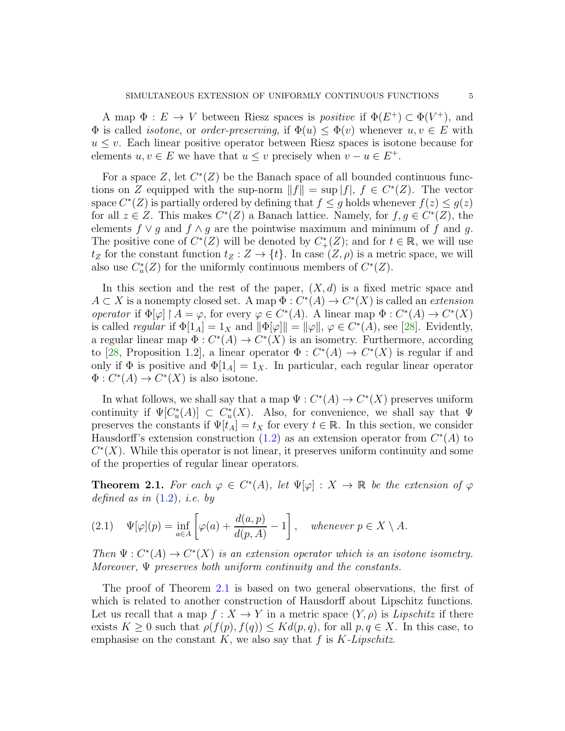A map $\Phi : E \to V$ between Riesz spaces is *positive* if $\Phi(E^+) \subset \Phi(V^+)$, and $\Phi$ is called *isotone*, or *order-preserving*, if $\Phi(u) \leq \Phi(v)$ whenever $u, v \in E$ with $u \leq v$. Each linear positive operator between Riesz spaces is isotone because for elements $u, v \in E$ we have that $u \leq v$ precisely when $v - u \in E^+$.

For a space $Z$, let $C^*(Z)$ be the Banach space of all bounded continuous functions on $Z$ equipped with the sup-norm $\|f\| = \sup |f|$, $f \in C^*(Z)$. The vector space $C^*(Z)$ is partially ordered by defining that $f \leq g$ holds whenever $f(z) \leq g(z)$ for all $z \in Z$. This makes $C^*(Z)$ a Banach lattice. Namely, for $f, g \in C^*(Z)$, the elements $f \vee g$ and $f \wedge g$ are the pointwise maximum and minimum of $f$ and $g$. The positive cone of $C^*(Z)$ will be denoted by $C^*_+(Z)$; and for $t \in \mathbb{R}$, we will use $t_Z$ for the constant function $t_Z : Z \to \{t\}$. In case $(Z, \rho)$ is a metric space, we will also use $C^*_u(Z)$ for the uniformly continuous members of $C^*(Z)$.

In this section and the rest of the paper, $(X, d)$ is a fixed metric space and $A \subset X$ is a nonempty closed set. A map $\Phi : C^*(A) \to C^*(X)$ is called an *extension operator* if $\Phi[\varphi] \restriction A = \varphi$, for every $\varphi \in C^*(A)$. A linear map $\Phi : C^*(A) \to C^*(X)$ is called *regular* if $\Phi[1_A] = 1_X$ and $\|\Phi[\varphi]\| = \|\varphi\|$, $\varphi \in C^*(A)$, see [28]. Evidently, a regular linear map $\Phi : C^*(A) \to C^*(X)$ is an isometry. Furthermore, according to [28, Proposition 1.2], a linear operator $\Phi : C^*(A) \to C^*(X)$ is regular if and only if $\Phi$ is positive and $\Phi[1_A] = 1_X$. In particular, each regular linear operator $\Phi : C^*(A) \to C^*(X)$ is also isotone.

In what follows, we shall say that a map $\Psi : C^*(A) \to C^*(X)$ preserves uniform continuity if $\Psi[C^*_u(A)] \subset C^*_u(X)$. Also, for convenience, we shall say that $\Psi$ preserves the constants if $\Psi[t_A] = t_X$ for every $t \in \mathbb{R}$. In this section, we consider Hausdorff's extension construction (1.2) as an extension operator from $C^*(A)$ to $C^*(X)$. While this operator is not linear, it preserves uniform continuity and some of the properties of regular linear operators.

**Theorem 2.1.** *For each $\varphi \in C^*(A)$, let $\Psi[\varphi] : X \to \mathbb{R}$ be the extension of $\varphi$ defined as in (1.2), i.e. by*

$$\Psi[\varphi](p) = \inf_{a \in A} \left[ \varphi(a) + \frac{d(a, p)}{d(p, A)} - 1 \right], \quad \text{whenever } p \in X \setminus A. \tag{2.1}$$

*Then $\Psi : C^*(A) \to C^*(X)$ is an extension operator which is an isotone isometry. Moreover, $\Psi$ preserves both uniform continuity and the constants.*

The proof of Theorem 2.1 is based on two general observations, the first of which is related to another construction of Hausdorff about Lipschitz functions. Let us recall that a map $f : X \to Y$ in a metric space $(Y, \rho)$ is *Lipschitz* if there exists $K \geq 0$ such that $\rho(f(p), f(q)) \leq K d(p, q)$, for all $p, q \in X$. In this case, to emphasise on the constant $K$, we also say that $f$ is *$K$-Lipschitz*.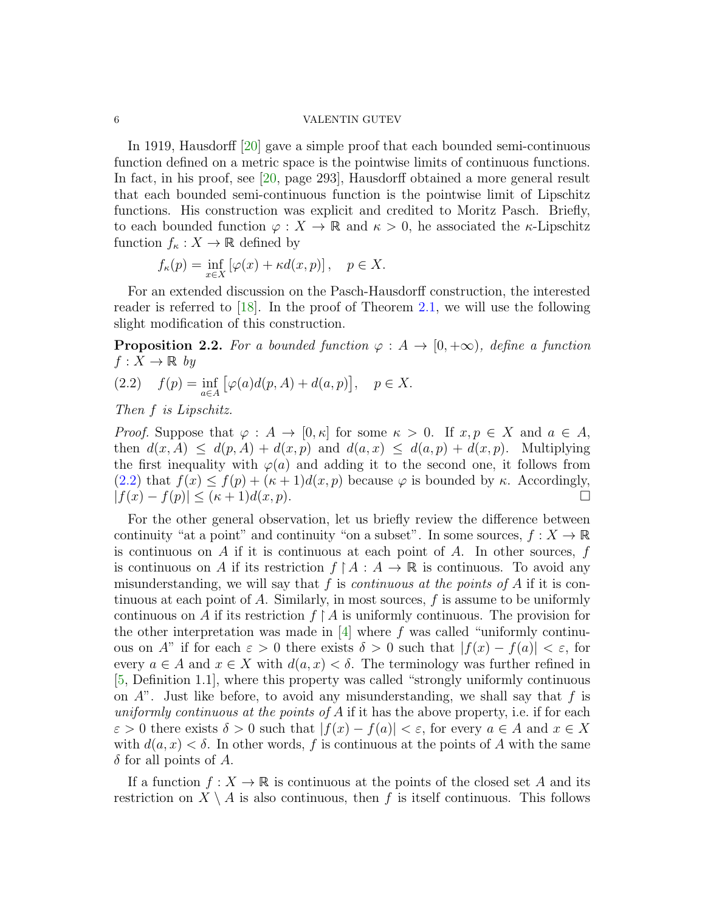In 1919, Hausdorff [20] gave a simple proof that each bounded semi-continuous function defined on a metric space is the pointwise limits of continuous functions. In fact, in his proof, see [20, page 293], Hausdorff obtained a more general result that each bounded semi-continuous function is the pointwise limit of Lipschitz functions. His construction was explicit and credited to Moritz Pasch. Briefly, to each bounded function $\varphi : X \to \mathbb{R}$ and $\kappa > 0$, he associated the $\kappa$-Lipschitz function $f_\kappa : X \to \mathbb{R}$ defined by

$$f_\kappa(p) = \inf_{x\in X} \left[\varphi(x) + \kappa d(x,p)\right], \quad p \in X.$$

For an extended discussion on the Pasch-Hausdorff construction, the interested reader is referred to [18]. In the proof of Theorem 2.1, we will use the following slight modification of this construction.

**Proposition 2.2.** *For a bounded function $\varphi : A \to [0, +\infty)$, define a function $f : X \to \mathbb{R}$ by*

$$f(p) = \inf_{a\in A} \big[\varphi(a)d(p,A) + d(a,p)\big], \quad p \in X. \tag{2.2}$$

*Then $f$ is Lipschitz.*

*Proof.* Suppose that $\varphi : A \to [0,\kappa]$ for some $\kappa > 0$. If $x, p \in X$ and $a \in A$, then $d(x,A) \leq d(p,A) + d(x,p)$ and $d(a,x) \leq d(a,p) + d(x,p)$. Multiplying the first inequality with $\varphi(a)$ and adding it to the second one, it follows from (2.2) that $f(x) \leq f(p) + (\kappa+1)d(x,p)$ because $\varphi$ is bounded by $\kappa$. Accordingly, $|f(x) - f(p)| \leq (\kappa+1)d(x,p)$. □

For the other general observation, let us briefly review the difference between continuity "at a point" and continuity "on a subset". In some sources, $f : X \to \mathbb{R}$ is continuous on $A$ if it is continuous at each point of $A$. In other sources, $f$ is continuous on $A$ if its restriction $f \restriction A : A \to \mathbb{R}$ is continuous. To avoid any misunderstanding, we will say that $f$ is *continuous at the points of* $A$ if it is continuous at each point of $A$. Similarly, in most sources, $f$ is assume to be uniformly continuous on $A$ if its restriction $f \restriction A$ is uniformly continuous. The provision for the other interpretation was made in [4] where $f$ was called "uniformly continuous on $A$" if for each $\varepsilon > 0$ there exists $\delta > 0$ such that $|f(x) - f(a)| < \varepsilon$, for every $a \in A$ and $x \in X$ with $d(a,x) < \delta$. The terminology was further refined in [5, Definition 1.1], where this property was called "strongly uniformly continuous on $A$". Just like before, to avoid any misunderstanding, we shall say that $f$ is *uniformly continuous at the points of* $A$ if it has the above property, i.e. if for each $\varepsilon > 0$ there exists $\delta > 0$ such that $|f(x) - f(a)| < \varepsilon$, for every $a \in A$ and $x \in X$ with $d(a,x) < \delta$. In other words, $f$ is continuous at the points of $A$ with the same $\delta$ for all points of $A$.

If a function $f : X \to \mathbb{R}$ is continuous at the points of the closed set $A$ and its restriction on $X \setminus A$ is also continuous, then $f$ is itself continuous. This follows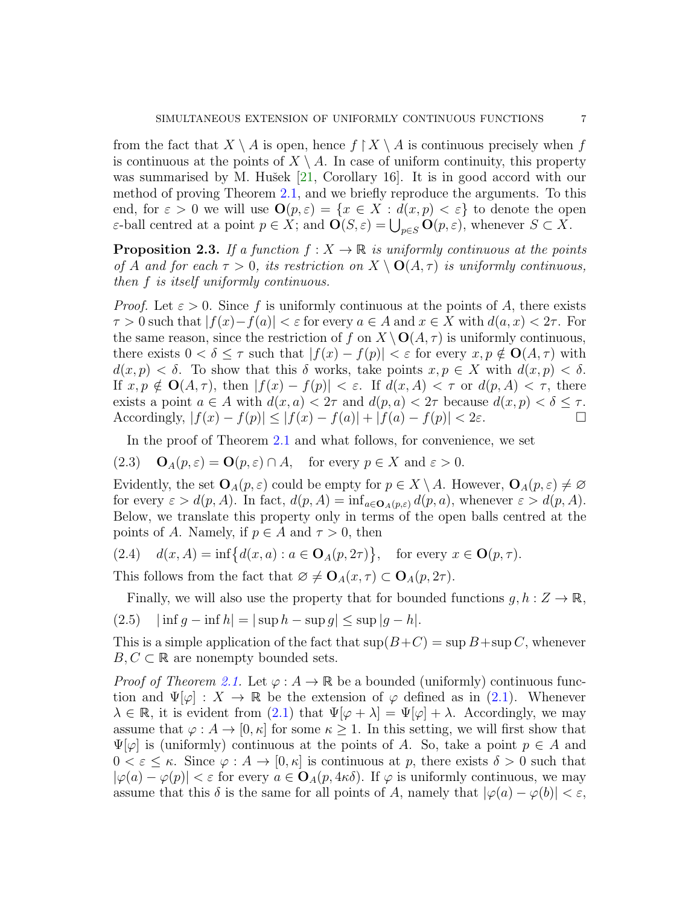from the fact that $X \setminus A$ is open, hence $f \restriction X \setminus A$ is continuous precisely when $f$ is continuous at the points of $X \setminus A$. In case of uniform continuity, this property was summarised by M. Hušek [21, Corollary 16]. It is in good accord with our method of proving Theorem 2.1, and we briefly reproduce the arguments. To this end, for $\varepsilon > 0$ we will use $\mathbf{O}(p, \varepsilon) = \{x \in X : d(x, p) < \varepsilon\}$ to denote the open $\varepsilon$-ball centred at a point $p \in X$; and $\mathbf{O}(S, \varepsilon) = \bigcup_{p \in S} \mathbf{O}(p, \varepsilon)$, whenever $S \subset X$.

**Proposition 2.3.** *If a function $f : X \to \mathbb{R}$ is uniformly continuous at the points of $A$ and for each $\tau > 0$, its restriction on $X \setminus \mathbf{O}(A, \tau)$ is uniformly continuous, then $f$ is itself uniformly continuous.*

*Proof.* Let $\varepsilon > 0$. Since $f$ is uniformly continuous at the points of $A$, there exists $\tau > 0$ such that $|f(x) - f(a)| < \varepsilon$ for every $a \in A$ and $x \in X$ with $d(a, x) < 2\tau$. For the same reason, since the restriction of $f$ on $X \setminus \mathbf{O}(A, \tau)$ is uniformly continuous, there exists $0 < \delta \leq \tau$ such that $|f(x) - f(p)| < \varepsilon$ for every $x, p \notin \mathbf{O}(A, \tau)$ with $d(x, p) < \delta$. To show that this $\delta$ works, take points $x, p \in X$ with $d(x, p) < \delta$. If $x, p \notin \mathbf{O}(A, \tau)$, then $|f(x) - f(p)| < \varepsilon$. If $d(x, A) < \tau$ or $d(p, A) < \tau$, there exists a point $a \in A$ with $d(x, a) < 2\tau$ and $d(p, a) < 2\tau$ because $d(x, p) < \delta \leq \tau$. Accordingly, $|f(x) - f(p)| \leq |f(x) - f(a)| + |f(a) - f(p)| < 2\varepsilon$. $\square$

In the proof of Theorem 2.1 and what follows, for convenience, we set

$$\mathbf{O}_A(p, \varepsilon) = \mathbf{O}(p, \varepsilon) \cap A, \quad \text{for every } p \in X \text{ and } \varepsilon > 0. \tag{2.3}$$

Evidently, the set $\mathbf{O}_A(p, \varepsilon)$ could be empty for $p \in X \setminus A$. However, $\mathbf{O}_A(p, \varepsilon) \neq \varnothing$ for every $\varepsilon > d(p, A)$. In fact, $d(p, A) = \inf_{a \in \mathbf{O}_A(p, \varepsilon)} d(p, a)$, whenever $\varepsilon > d(p, A)$. Below, we translate this property only in terms of the open balls centred at the points of $A$. Namely, if $p \in A$ and $\tau > 0$, then

$$d(x, A) = \inf\big\{d(x, a) : a \in \mathbf{O}_A(p, 2\tau)\big\}, \quad \text{for every } x \in \mathbf{O}(p, \tau). \tag{2.4}$$

This follows from the fact that $\varnothing \neq \mathbf{O}_A(x, \tau) \subset \mathbf{O}_A(p, 2\tau)$.

Finally, we will also use the property that for bounded functions $g, h : Z \to \mathbb{R}$,

$$|\inf g - \inf h| = |\sup h - \sup g| \leq \sup |g - h|. \tag{2.5}$$

This is a simple application of the fact that $\sup(B + C) = \sup B + \sup C$, whenever $B, C \subset \mathbb{R}$ are nonempty bounded sets.

*Proof of Theorem 2.1.* Let $\varphi : A \to \mathbb{R}$ be a bounded (uniformly) continuous function and $\Psi[\varphi] : X \to \mathbb{R}$ be the extension of $\varphi$ defined as in (2.1). Whenever $\lambda \in \mathbb{R}$, it is evident from (2.1) that $\Psi[\varphi + \lambda] = \Psi[\varphi] + \lambda$. Accordingly, we may assume that $\varphi : A \to [0, \kappa]$ for some $\kappa \geq 1$. In this setting, we will first show that $\Psi[\varphi]$ is (uniformly) continuous at the points of $A$. So, take a point $p \in A$ and $0 < \varepsilon \leq \kappa$. Since $\varphi : A \to [0, \kappa]$ is continuous at $p$, there exists $\delta > 0$ such that $|\varphi(a) - \varphi(p)| < \varepsilon$ for every $a \in \mathbf{O}_A(p, 4\kappa\delta)$. If $\varphi$ is uniformly continuous, we may assume that this $\delta$ is the same for all points of $A$, namely that $|\varphi(a) - \varphi(b)| < \varepsilon$,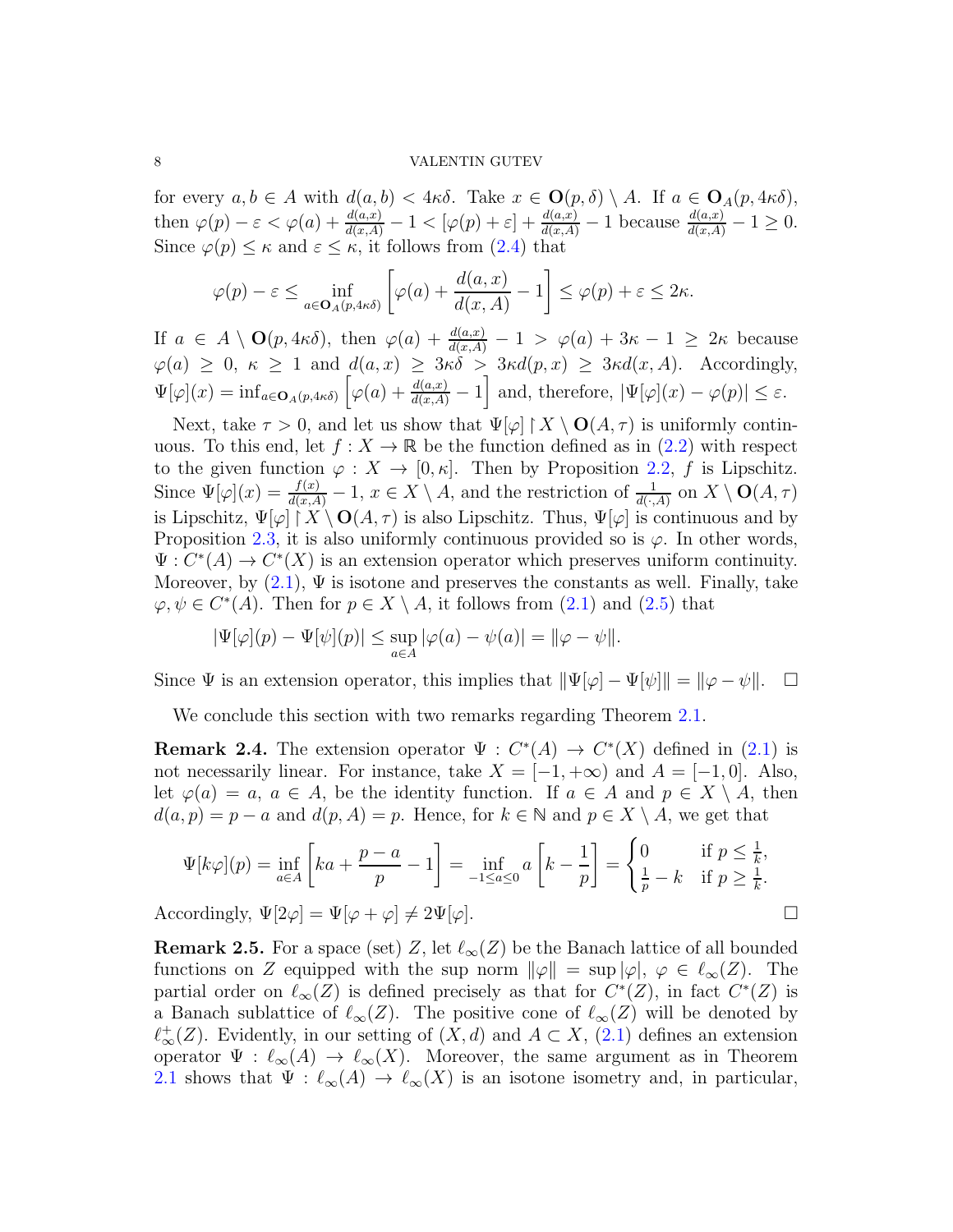for every $a, b \in A$ with $d(a, b) < 4\kappa\delta$. Take $x \in \mathbf{O}(p, \delta) \setminus A$. If $a \in \mathbf{O}_A(p, 4\kappa\delta)$, then $\varphi(p) - \varepsilon < \varphi(a) + \frac{d(a,x)}{d(x,A)} - 1 < [\varphi(p) + \varepsilon] + \frac{d(a,x)}{d(x,A)} - 1$ because $\frac{d(a,x)}{d(x,A)} - 1 \geq 0$. Since $\varphi(p) \leq \kappa$ and $\varepsilon \leq \kappa$, it follows from (2.4) that

$$\varphi(p) - \varepsilon \leq \inf_{a \in \mathbf{O}_A(p, 4\kappa\delta)} \left[\varphi(a) + \frac{d(a,x)}{d(x,A)} - 1\right] \leq \varphi(p) + \varepsilon \leq 2\kappa.$$

If $a \in A \setminus \mathbf{O}(p, 4\kappa\delta)$, then $\varphi(a) + \frac{d(a,x)}{d(x,A)} - 1 > \varphi(a) + 3\kappa - 1 \geq 2\kappa$ because $\varphi(a) \geq 0$, $\kappa \geq 1$ and $d(a, x) \geq 3\kappa\delta > 3\kappa d(p, x) \geq 3\kappa d(x, A)$. Accordingly, $\Psi[\varphi](x) = \inf_{a \in \mathbf{O}_A(p, 4\kappa\delta)} \left[\varphi(a) + \frac{d(a,x)}{d(x,A)} - 1\right]$ and, therefore, $|\Psi[\varphi](x) - \varphi(p)| \leq \varepsilon$.

Next, take $\tau > 0$, and let us show that $\Psi[\varphi] \restriction X \setminus \mathbf{O}(A, \tau)$ is uniformly continuous. To this end, let $f : X \to \mathbb{R}$ be the function defined as in (2.2) with respect to the given function $\varphi : X \to [0, \kappa]$. Then by Proposition 2.2, $f$ is Lipschitz. Since $\Psi[\varphi](x) = \frac{f(x)}{d(x,A)} - 1$, $x \in X \setminus A$, and the restriction of $\frac{1}{d(\cdot,A)}$ on $X \setminus \mathbf{O}(A, \tau)$ is Lipschitz, $\Psi[\varphi] \restriction X \setminus \mathbf{O}(A, \tau)$ is also Lipschitz. Thus, $\Psi[\varphi]$ is continuous and by Proposition 2.3, it is also uniformly continuous provided so is $\varphi$. In other words, $\Psi : C^*(A) \to C^*(X)$ is an extension operator which preserves uniform continuity. Moreover, by (2.1), $\Psi$ is isotone and preserves the constants as well. Finally, take $\varphi, \psi \in C^*(A)$. Then for $p \in X \setminus A$, it follows from (2.1) and (2.5) that

$$|\Psi[\varphi](p) - \Psi[\psi](p)| \leq \sup_{a \in A} |\varphi(a) - \psi(a)| = \|\varphi - \psi\|.$$

Since $\Psi$ is an extension operator, this implies that $\|\Psi[\varphi] - \Psi[\psi]\| = \|\varphi - \psi\|$. $\square$

We conclude this section with two remarks regarding Theorem 2.1.

**Remark 2.4.** The extension operator $\Psi : C^*(A) \to C^*(X)$ defined in (2.1) is not necessarily linear. For instance, take $X = [-1, +\infty)$ and $A = [-1, 0]$. Also, let $\varphi(a) = a$, $a \in A$, be the identity function. If $a \in A$ and $p \in X \setminus A$, then $d(a, p) = p - a$ and $d(p, A) = p$. Hence, for $k \in \mathbb{N}$ and $p \in X \setminus A$, we get that

$$\Psi[k\varphi](p) = \inf_{a \in A} \left[ka + \frac{p - a}{p} - 1\right] = \inf_{-1 \leq a \leq 0} a \left[k - \frac{1}{p}\right] = \begin{cases} 0 & \text{if } p \leq \frac{1}{k}, \\ \frac{1}{p} - k & \text{if } p \geq \frac{1}{k}. \end{cases}$$

Accordingly, $\Psi[2\varphi] = \Psi[\varphi + \varphi] \neq 2\Psi[\varphi]$. $\square$

**Remark 2.5.** For a space (set) $Z$, let $\ell_\infty(Z)$ be the Banach lattice of all bounded functions on $Z$ equipped with the sup norm $\|\varphi\| = \sup |\varphi|$, $\varphi \in \ell_\infty(Z)$. The partial order on $\ell_\infty(Z)$ is defined precisely as that for $C^*(Z)$, in fact $C^*(Z)$ is a Banach sublattice of $\ell_\infty(Z)$. The positive cone of $\ell_\infty(Z)$ will be denoted by $\ell_\infty^+(Z)$. Evidently, in our setting of $(X, d)$ and $A \subset X$, (2.1) defines an extension operator $\Psi : \ell_\infty(A) \to \ell_\infty(X)$. Moreover, the same argument as in Theorem 2.1 shows that $\Psi : \ell_\infty(A) \to \ell_\infty(X)$ is an isotone isometry and, in particular,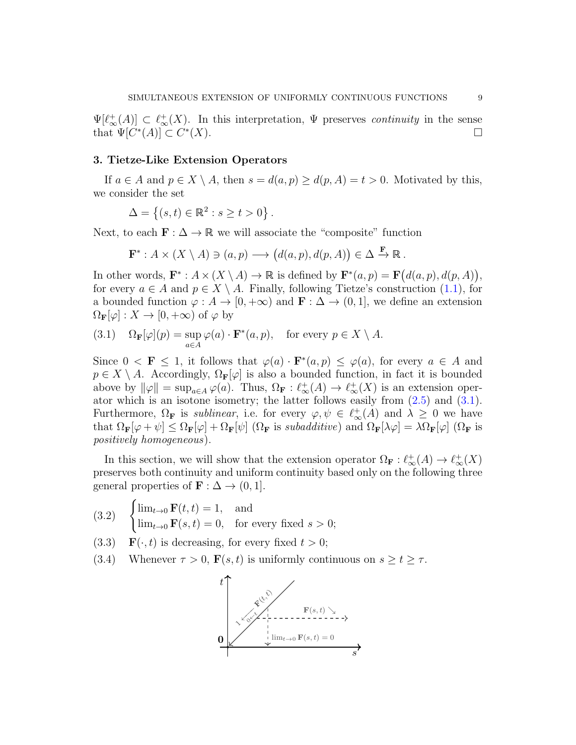$\Psi[\ell^+_\infty(A)] \subset \ell^+_\infty(X)$. In this interpretation, $\Psi$ preserves *continuity* in the sense that $\Psi[C^*(A)] \subset C^*(X)$. $\square$

## 3. Tietze-Like Extension Operators

If $a \in A$ and $p \in X \setminus A$, then $s = d(a,p) \geq d(p,A) = t > 0$. Motivated by this, we consider the set

$$\Delta = \left\{(s,t) \in \mathbb{R}^2 : s \geq t > 0\right\}.$$

Next, to each $\mathbf{F} : \Delta \to \mathbb{R}$ we will associate the "composite" function

$$\mathbf{F}^* : A \times (X \setminus A) \ni (a,p) \longrightarrow \big(d(a,p), d(p,A)\big) \in \Delta \xrightarrow{\mathbf{F}} \mathbb{R}.$$

In other words, $\mathbf{F}^* : A \times (X \setminus A) \to \mathbb{R}$ is defined by $\mathbf{F}^*(a,p) = \mathbf{F}\big(d(a,p), d(p,A)\big)$, for every $a \in A$ and $p \in X \setminus A$. Finally, following Tietze's construction (1.1), for a bounded function $\varphi : A \to [0, +\infty)$ and $\mathbf{F} : \Delta \to (0,1]$, we define an extension $\Omega_{\mathbf{F}}[\varphi] : X \to [0, +\infty)$ of $\varphi$ by

$$\Omega_{\mathbf{F}}[\varphi](p) = \sup_{a \in A} \varphi(a) \cdot \mathbf{F}^*(a,p), \quad \text{for every } p \in X \setminus A. \tag{3.1}$$

Since $0 < \mathbf{F} \leq 1$, it follows that $\varphi(a) \cdot \mathbf{F}^*(a,p) \leq \varphi(a)$, for every $a \in A$ and $p \in X \setminus A$. Accordingly, $\Omega_{\mathbf{F}}[\varphi]$ is also a bounded function, in fact it is bounded above by $\|\varphi\| = \sup_{a \in A} \varphi(a)$. Thus, $\Omega_{\mathbf{F}} : \ell^+_\infty(A) \to \ell^+_\infty(X)$ is an extension operator which is an isotone isometry; the latter follows easily from (2.5) and (3.1). Furthermore, $\Omega_{\mathbf{F}}$ is *sublinear*, i.e. for every $\varphi, \psi \in \ell^+_\infty(A)$ and $\lambda \geq 0$ we have that $\Omega_{\mathbf{F}}[\varphi + \psi] \leq \Omega_{\mathbf{F}}[\varphi] + \Omega_{\mathbf{F}}[\psi]$ ($\Omega_{\mathbf{F}}$ is *subadditive*) and $\Omega_{\mathbf{F}}[\lambda\varphi] = \lambda\Omega_{\mathbf{F}}[\varphi]$ ($\Omega_{\mathbf{F}}$ is *positively homogeneous*).

In this section, we will show that the extension operator $\Omega_{\mathbf{F}} : \ell^+_\infty(A) \to \ell^+_\infty(X)$ preserves both continuity and uniform continuity based only on the following three general properties of $\mathbf{F} : \Delta \to (0,1]$.

$$\begin{cases} \lim_{t \to 0} \mathbf{F}(t,t) = 1, & \text{and} \\ \lim_{t \to 0} \mathbf{F}(s,t) = 0, & \text{for every fixed } s > 0; \end{cases} \tag{3.2}$$

(3.3) $\mathbf{F}(\cdot, t)$ is decreasing, for every fixed $t > 0$;

(3.4) Whenever $\tau > 0$, $\mathbf{F}(s,t)$ is uniformly continuous on $s \geq t \geq \tau$.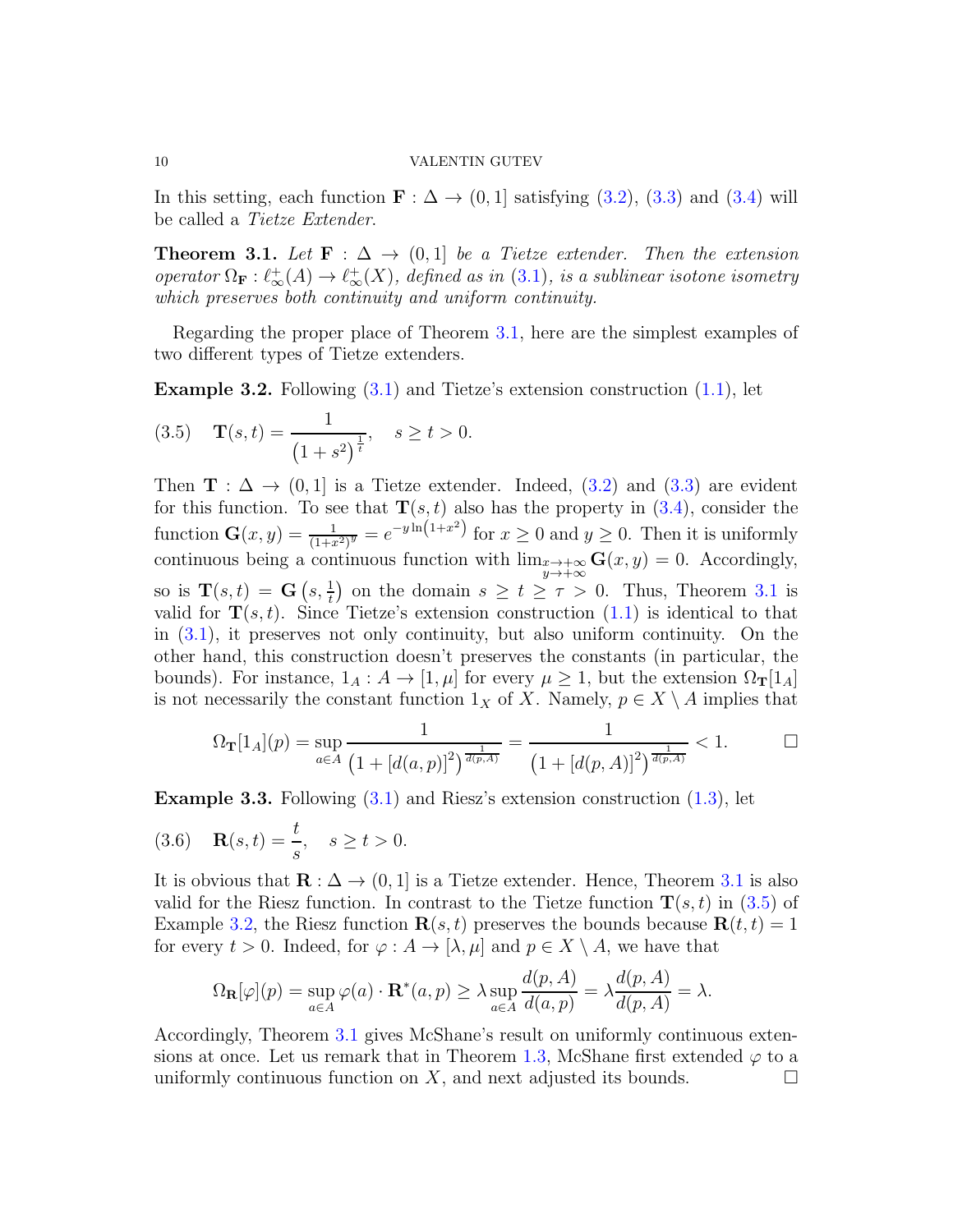In this setting, each function $\mathbf{F} : \Delta \to (0,1]$ satisfying (3.2), (3.3) and (3.4) will be called a *Tietze Extender*.

**Theorem 3.1.** *Let $\mathbf{F} : \Delta \to (0,1]$ be a Tietze extender. Then the extension operator $\Omega_{\mathbf{F}} : \ell^+_\infty(A) \to \ell^+_\infty(X)$, defined as in (3.1), is a sublinear isotone isometry which preserves both continuity and uniform continuity.*

Regarding the proper place of Theorem 3.1, here are the simplest examples of two different types of Tietze extenders.

**Example 3.2.** Following (3.1) and Tietze's extension construction (1.1), let

$$\mathbf{T}(s,t) = \frac{1}{\left(1+s^2\right)^{\frac{1}{t}}}, \quad s \geq t > 0. \tag{3.5}$$

Then $\mathbf{T} : \Delta \to (0,1]$ is a Tietze extender. Indeed, (3.2) and (3.3) are evident for this function. To see that $\mathbf{T}(s,t)$ also has the property in (3.4), consider the function $\mathbf{G}(x,y) = \frac{1}{(1+x^2)^y} = e^{-y\ln\left(1+x^2\right)}$ for $x \geq 0$ and $y \geq 0$. Then it is uniformly continuous being a continuous function with $\lim_{\substack{x\to+\infty \\ y\to+\infty}} \mathbf{G}(x,y) = 0$. Accordingly, so is $\mathbf{T}(s,t) = \mathbf{G}\left(s, \frac{1}{t}\right)$ on the domain $s \geq t \geq \tau > 0$. Thus, Theorem 3.1 is valid for $\mathbf{T}(s,t)$. Since Tietze's extension construction (1.1) is identical to that in (3.1), it preserves not only continuity, but also uniform continuity. On the other hand, this construction doesn't preserves the constants (in particular, the bounds). For instance, $1_A : A \to [1,\mu]$ for every $\mu \geq 1$, but the extension $\Omega_{\mathbf{T}}[1_A]$ is not necessarily the constant function $1_X$ of $X$. Namely, $p \in X \setminus A$ implies that

$$\Omega_{\mathbf{T}}[1_A](p) = \sup_{a\in A} \frac{1}{\left(1+[d(a,p)]^2\right)^{\frac{1}{d(p,A)}}} = \frac{1}{\left(1+[d(p,A)]^2\right)^{\frac{1}{d(p,A)}}} < 1. \qquad \square$$

**Example 3.3.** Following (3.1) and Riesz's extension construction (1.3), let

$$\mathbf{R}(s,t) = \frac{t}{s}, \quad s \geq t > 0. \tag{3.6}$$

It is obvious that $\mathbf{R} : \Delta \to (0,1]$ is a Tietze extender. Hence, Theorem 3.1 is also valid for the Riesz function. In contrast to the Tietze function $\mathbf{T}(s,t)$ in (3.5) of Example 3.2, the Riesz function $\mathbf{R}(s,t)$ preserves the bounds because $\mathbf{R}(t,t) = 1$ for every $t > 0$. Indeed, for $\varphi : A \to [\lambda,\mu]$ and $p \in X \setminus A$, we have that

$$\Omega_{\mathbf{R}}[\varphi](p) = \sup_{a\in A} \varphi(a) \cdot \mathbf{R}^*(a,p) \geq \lambda \sup_{a\in A} \frac{d(p,A)}{d(a,p)} = \lambda \frac{d(p,A)}{d(p,A)} = \lambda.$$

Accordingly, Theorem 3.1 gives McShane's result on uniformly continuous extensions at once. Let us remark that in Theorem 1.3, McShane first extended $\varphi$ to a uniformly continuous function on $X$, and next adjusted its bounds. $\square$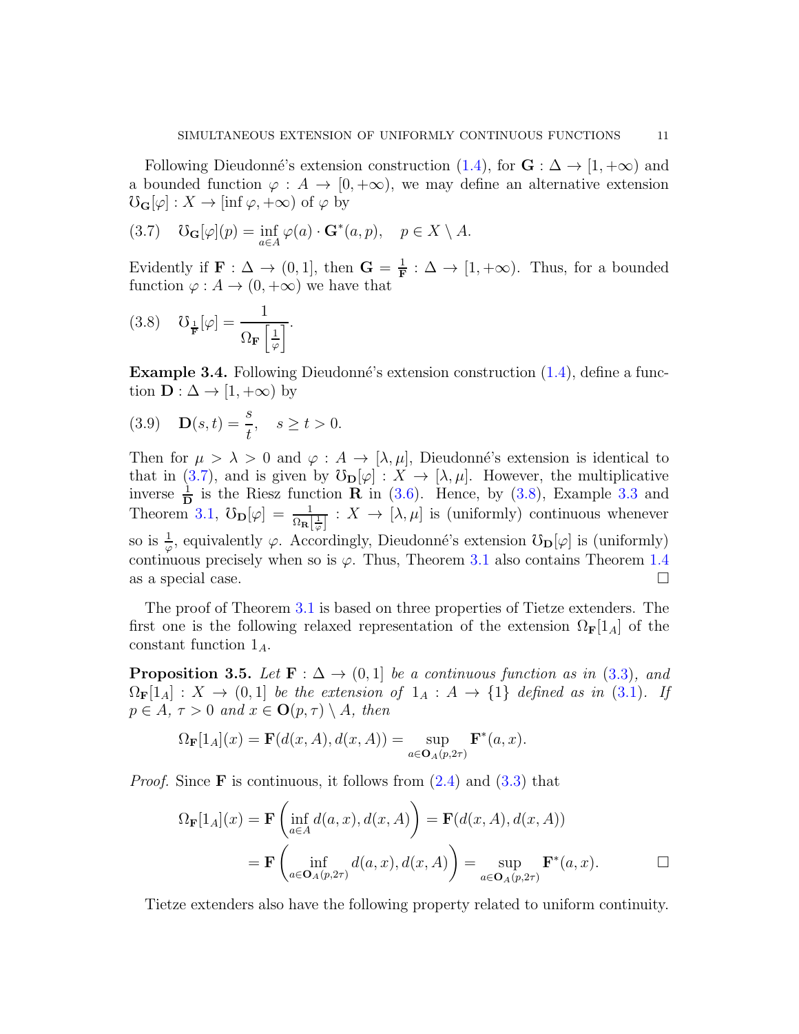Following Dieudonné's extension construction (1.4), for $\mathbf{G} : \Delta \to [1, +\infty)$ and a bounded function $\varphi : A \to [0, +\infty)$, we may define an alternative extension $\mho_{\mathbf{G}}[\varphi] : X \to [\inf \varphi, +\infty)$ of $\varphi$ by

$$(3.7) \quad \mho_{\mathbf{G}}[\varphi](p) = \inf_{a \in A} \varphi(a) \cdot \mathbf{G}^*(a, p), \quad p \in X \setminus A.$$

Evidently if $\mathbf{F} : \Delta \to (0, 1]$, then $\mathbf{G} = \frac{1}{\mathbf{F}} : \Delta \to [1, +\infty)$. Thus, for a bounded function $\varphi : A \to (0, +\infty)$ we have that

$$(3.8) \quad \mho_{\frac{1}{\mathbf{F}}}[\varphi] = \frac{1}{\Omega_{\mathbf{F}}\left[\frac{1}{\varphi}\right]}.$$

**Example 3.4.** Following Dieudonné's extension construction (1.4), define a function $\mathbf{D} : \Delta \to [1, +\infty)$ by

$$(3.9) \quad \mathbf{D}(s, t) = \frac{s}{t}, \quad s \geq t > 0.$$

Then for $\mu > \lambda > 0$ and $\varphi : A \to [\lambda, \mu]$, Dieudonné's extension is identical to that in (3.7), and is given by $\mho_{\mathbf{D}}[\varphi] : X \to [\lambda, \mu]$. However, the multiplicative inverse $\frac{1}{\mathbf{D}}$ is the Riesz function $\mathbf{R}$ in (3.6). Hence, by (3.8), Example 3.3 and Theorem 3.1, $\mho_{\mathbf{D}}[\varphi] = \frac{1}{\Omega_{\mathbf{R}}\left[\frac{1}{\varphi}\right]} : X \to [\lambda, \mu]$ is (uniformly) continuous whenever so is $\frac{1}{\varphi}$, equivalently $\varphi$. Accordingly, Dieudonné's extension $\mho_{\mathbf{D}}[\varphi]$ is (uniformly) continuous precisely when so is $\varphi$. Thus, Theorem 3.1 also contains Theorem 1.4 as a special case. $\square$

The proof of Theorem 3.1 is based on three properties of Tietze extenders. The first one is the following relaxed representation of the extension $\Omega_{\mathbf{F}}[1_A]$ of the constant function $1_A$.

**Proposition 3.5.** *Let $\mathbf{F} : \Delta \to (0, 1]$ be a continuous function as in (3.3), and $\Omega_{\mathbf{F}}[1_A] : X \to (0, 1]$ be the extension of $1_A : A \to \{1\}$ defined as in (3.1). If $p \in A$, $\tau > 0$ and $x \in \mathbf{O}(p, \tau) \setminus A$, then*

$$\Omega_{\mathbf{F}}[1_A](x) = \mathbf{F}(d(x, A), d(x, A)) = \sup_{a \in \mathbf{O}_A(p, 2\tau)} \mathbf{F}^*(a, x).$$

*Proof.* Since $\mathbf{F}$ is continuous, it follows from (2.4) and (3.3) that

$$\begin{aligned}
\Omega_{\mathbf{F}}[1_A](x) &= \mathbf{F}\left(\inf_{a \in A} d(a, x), d(x, A)\right) = \mathbf{F}(d(x, A), d(x, A)) \\
&= \mathbf{F}\left(\inf_{a \in \mathbf{O}_A(p, 2\tau)} d(a, x), d(x, A)\right) = \sup_{a \in \mathbf{O}_A(p, 2\tau)} \mathbf{F}^*(a, x).
\end{aligned}$$

$\square$

Tietze extenders also have the following property related to uniform continuity.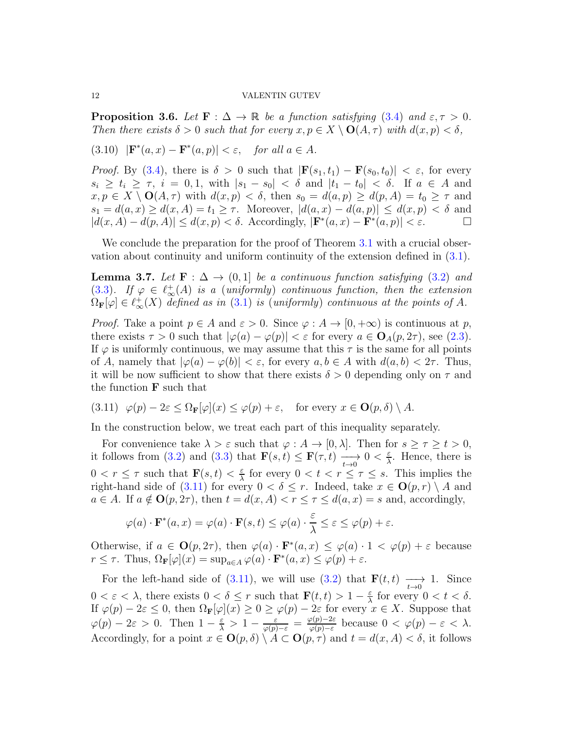**Proposition 3.6.** *Let $\mathbf{F} : \Delta \to \mathbb{R}$ be a function satisfying (3.4) and $\varepsilon, \tau > 0$. Then there exists $\delta > 0$ such that for every $x, p \in X \setminus \mathbf{O}(A, \tau)$ with $d(x,p) < \delta$,*

$$(3.10) \quad |\mathbf{F}^*(a,x) - \mathbf{F}^*(a,p)| < \varepsilon, \quad \text{for all } a \in A.$$

*Proof.* By (3.4), there is $\delta > 0$ such that $|\mathbf{F}(s_1,t_1) - \mathbf{F}(s_0,t_0)| < \varepsilon$, for every $s_i \geq t_i \geq \tau$, $i = 0, 1$, with $|s_1 - s_0| < \delta$ and $|t_1 - t_0| < \delta$. If $a \in A$ and $x, p \in X \setminus \mathbf{O}(A,\tau)$ with $d(x,p) < \delta$, then $s_0 = d(a,p) \geq d(p,A) = t_0 \geq \tau$ and $s_1 = d(a,x) \geq d(x,A) = t_1 \geq \tau$. Moreover, $|d(a,x) - d(a,p)| \leq d(x,p) < \delta$ and $|d(x,A) - d(p,A)| \leq d(x,p) < \delta$. Accordingly, $|\mathbf{F}^*(a,x) - \mathbf{F}^*(a,p)| < \varepsilon$. $\square$

We conclude the preparation for the proof of Theorem 3.1 with a crucial observation about continuity and uniform continuity of the extension defined in (3.1).

**Lemma 3.7.** *Let $\mathbf{F} : \Delta \to (0,1]$ be a continuous function satisfying (3.2) and (3.3). If $\varphi \in \ell^+_\infty(A)$ is a (uniformly) continuous function, then the extension $\Omega_{\mathbf{F}}[\varphi] \in \ell^+_\infty(X)$ defined as in (3.1) is (uniformly) continuous at the points of $A$.*

*Proof.* Take a point $p \in A$ and $\varepsilon > 0$. Since $\varphi : A \to [0, +\infty)$ is continuous at $p$, there exists $\tau > 0$ such that $|\varphi(a) - \varphi(p)| < \varepsilon$ for every $a \in \mathbf{O}_A(p, 2\tau)$, see (2.3). If $\varphi$ is uniformly continuous, we may assume that this $\tau$ is the same for all points of $A$, namely that $|\varphi(a) - \varphi(b)| < \varepsilon$, for every $a, b \in A$ with $d(a,b) < 2\tau$. Thus, it will be now sufficient to show that there exists $\delta > 0$ depending only on $\tau$ and the function $\mathbf{F}$ such that

$$(3.11) \quad \varphi(p) - 2\varepsilon \leq \Omega_{\mathbf{F}}[\varphi](x) \leq \varphi(p) + \varepsilon, \quad \text{for every } x \in \mathbf{O}(p,\delta) \setminus A.$$

In the construction below, we treat each part of this inequality separately.

For convenience take $\lambda > \varepsilon$ such that $\varphi : A \to [0, \lambda]$. Then for $s \geq \tau \geq t > 0$, it follows from (3.2) and (3.3) that $\mathbf{F}(s,t) \leq \mathbf{F}(\tau, t) \underset{t \to 0}{\longrightarrow} 0 < \frac{\varepsilon}{\lambda}$. Hence, there is $0 < r \leq \tau$ such that $\mathbf{F}(s,t) < \frac{\varepsilon}{\lambda}$ for every $0 < t < r \leq \tau \leq s$. This implies the right-hand side of (3.11) for every $0 < \delta \leq r$. Indeed, take $x \in \mathbf{O}(p,r) \setminus A$ and $a \in A$. If $a \notin \mathbf{O}(p, 2\tau)$, then $t = d(x,A) < r \leq \tau \leq d(a,x) = s$ and, accordingly,

$$\varphi(a) \cdot \mathbf{F}^*(a,x) = \varphi(a) \cdot \mathbf{F}(s,t) \leq \varphi(a) \cdot \frac{\varepsilon}{\lambda} \leq \varepsilon \leq \varphi(p) + \varepsilon.$$

Otherwise, if $a \in \mathbf{O}(p, 2\tau)$, then $\varphi(a) \cdot \mathbf{F}^*(a,x) \leq \varphi(a) \cdot 1 < \varphi(p) + \varepsilon$ because $r \leq \tau$. Thus, $\Omega_{\mathbf{F}}[\varphi](x) = \sup_{a \in A} \varphi(a) \cdot \mathbf{F}^*(a,x) \leq \varphi(p) + \varepsilon$.

For the left-hand side of (3.11), we will use (3.2) that $\mathbf{F}(t,t) \underset{t \to 0}{\longrightarrow} 1$. Since $0 < \varepsilon < \lambda$, there exists $0 < \delta \leq r$ such that $\mathbf{F}(t,t) > 1 - \frac{\varepsilon}{\lambda}$ for every $0 < t < \delta$. If $\varphi(p) - 2\varepsilon \leq 0$, then $\Omega_{\mathbf{F}}[\varphi](x) \geq 0 \geq \varphi(p) - 2\varepsilon$ for every $x \in X$. Suppose that $\varphi(p) - 2\varepsilon > 0$. Then $1 - \frac{\varepsilon}{\lambda} > 1 - \frac{\varepsilon}{\varphi(p) - \varepsilon} = \frac{\varphi(p) - 2\varepsilon}{\varphi(p) - \varepsilon}$ because $0 < \varphi(p) - \varepsilon < \lambda$. Accordingly, for a point $x \in \mathbf{O}(p,\delta) \setminus A \subset \mathbf{O}(p,\tau)$ and $t = d(x,A) < \delta$, it follows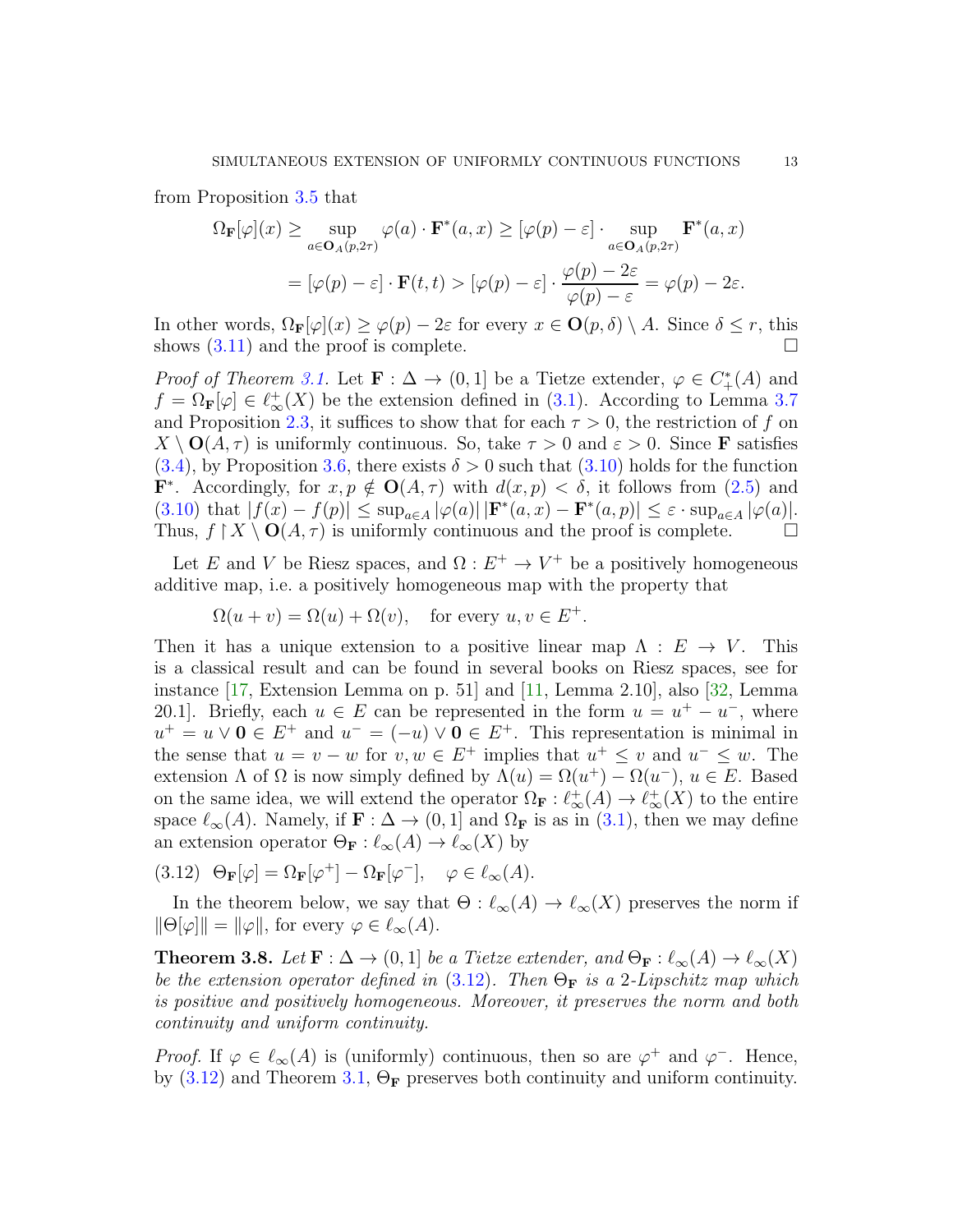from Proposition 3.5 that

$$\Omega_{\mathbf{F}}[\varphi](x) \geq \sup_{a\in \mathbf{O}_A(p,2\tau)} \varphi(a)\cdot \mathbf{F}^*(a,x) \geq [\varphi(p)-\varepsilon]\cdot \sup_{a\in \mathbf{O}_A(p,2\tau)} \mathbf{F}^*(a,x)$$
$$= [\varphi(p)-\varepsilon]\cdot \mathbf{F}(t,t) > [\varphi(p)-\varepsilon]\cdot \frac{\varphi(p)-2\varepsilon}{\varphi(p)-\varepsilon} = \varphi(p)-2\varepsilon.$$

In other words, $\Omega_{\mathbf{F}}[\varphi](x) \geq \varphi(p)-2\varepsilon$ for every $x\in \mathbf{O}(p,\delta)\setminus A$. Since $\delta\leq r$, this shows (3.11) and the proof is complete. □

*Proof of Theorem 3.1.* Let $\mathbf{F}:\Delta\to(0,1]$ be a Tietze extender, $\varphi\in C_+^*(A)$ and $f=\Omega_{\mathbf{F}}[\varphi]\in \ell_\infty^+(X)$ be the extension defined in (3.1). According to Lemma 3.7 and Proposition 2.3, it suffices to show that for each $\tau>0$, the restriction of $f$ on $X\setminus \mathbf{O}(A,\tau)$ is uniformly continuous. So, take $\tau>0$ and $\varepsilon>0$. Since $\mathbf{F}$ satisfies (3.4), by Proposition 3.6, there exists $\delta>0$ such that (3.10) holds for the function $\mathbf{F}^*$. Accordingly, for $x,p\notin \mathbf{O}(A,\tau)$ with $d(x,p)<\delta$, it follows from (2.5) and (3.10) that $|f(x)-f(p)|\leq \sup_{a\in A}|\varphi(a)|\,|\mathbf{F}^*(a,x)-\mathbf{F}^*(a,p)|\leq \varepsilon\cdot\sup_{a\in A}|\varphi(a)|$. Thus, $f\restriction X\setminus \mathbf{O}(A,\tau)$ is uniformly continuous and the proof is complete. □

Let $E$ and $V$ be Riesz spaces, and $\Omega:E^+\to V^+$ be a positively homogeneous additive map, i.e. a positively homogeneous map with the property that

$$\Omega(u+v)=\Omega(u)+\Omega(v),\quad \text{for every } u,v\in E^+.$$

Then it has a unique extension to a positive linear map $\Lambda: E\to V$. This is a classical result and can be found in several books on Riesz spaces, see for instance [17, Extension Lemma on p. 51] and [11, Lemma 2.10], also [32, Lemma 20.1]. Briefly, each $u\in E$ can be represented in the form $u=u^+-u^-$, where $u^+=u\vee \mathbf{0}\in E^+$ and $u^-=(-u)\vee\mathbf{0}\in E^+$. This representation is minimal in the sense that $u=v-w$ for $v,w\in E^+$ implies that $u^+\leq v$ and $u^-\leq w$. The extension $\Lambda$ of $\Omega$ is now simply defined by $\Lambda(u)=\Omega(u^+)-\Omega(u^-)$, $u\in E$. Based on the same idea, we will extend the operator $\Omega_{\mathbf{F}}:\ell_\infty^+(A)\to\ell_\infty^+(X)$ to the entire space $\ell_\infty(A)$. Namely, if $\mathbf{F}:\Delta\to(0,1]$ and $\Omega_{\mathbf{F}}$ is as in (3.1), then we may define an extension operator $\Theta_{\mathbf{F}}:\ell_\infty(A)\to\ell_\infty(X)$ by

$$\Theta_{\mathbf{F}}[\varphi]=\Omega_{\mathbf{F}}[\varphi^+]-\Omega_{\mathbf{F}}[\varphi^-],\quad \varphi\in\ell_\infty(A). \tag{3.12}$$

In the theorem below, we say that $\Theta:\ell_\infty(A)\to\ell_\infty(X)$ preserves the norm if $\|\Theta[\varphi]\|=\|\varphi\|$, for every $\varphi\in\ell_\infty(A)$.

**Theorem 3.8.** *Let $\mathbf{F}:\Delta\to(0,1]$ be a Tietze extender, and $\Theta_{\mathbf{F}}:\ell_\infty(A)\to\ell_\infty(X)$ be the extension operator defined in (3.12). Then $\Theta_{\mathbf{F}}$ is a 2-Lipschitz map which is positive and positively homogeneous. Moreover, it preserves the norm and both continuity and uniform continuity.*

*Proof.* If $\varphi\in\ell_\infty(A)$ is (uniformly) continuous, then so are $\varphi^+$ and $\varphi^-$. Hence, by (3.12) and Theorem 3.1, $\Theta_{\mathbf{F}}$ preserves both continuity and uniform continuity.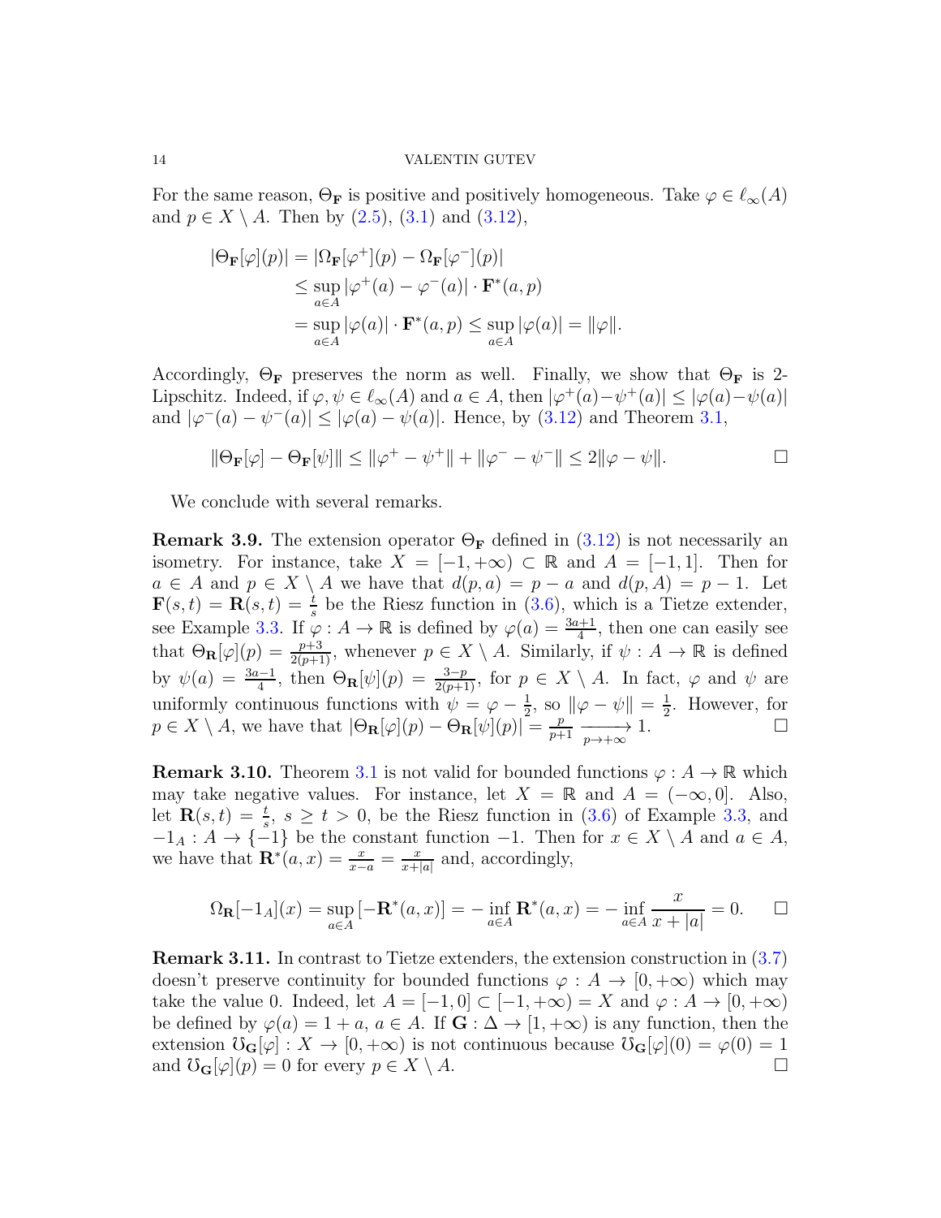For the same reason, $\Theta_{\mathbf{F}}$ is positive and positively homogeneous. Take $\varphi \in \ell_\infty(A)$ and $p \in X \setminus A$. Then by (2.5), (3.1) and (3.12),

$$
\begin{aligned}
|\Theta_{\mathbf{F}}[\varphi](p)| &= |\Omega_{\mathbf{F}}[\varphi^+](p) - \Omega_{\mathbf{F}}[\varphi^-](p)| \\
&\leq \sup_{a\in A} |\varphi^+(a) - \varphi^-(a)| \cdot \mathbf{F}^*(a,p) \\
&= \sup_{a\in A} |\varphi(a)| \cdot \mathbf{F}^*(a,p) \leq \sup_{a\in A} |\varphi(a)| = \|\varphi\|.
\end{aligned}
$$

Accordingly, $\Theta_{\mathbf{F}}$ preserves the norm as well. Finally, we show that $\Theta_{\mathbf{F}}$ is 2-Lipschitz. Indeed, if $\varphi, \psi \in \ell_\infty(A)$ and $a \in A$, then $|\varphi^+(a)-\psi^+(a)| \leq |\varphi(a)-\psi(a)|$ and $|\varphi^-(a) - \psi^-(a)| \leq |\varphi(a) - \psi(a)|$. Hence, by (3.12) and Theorem 3.1,

$$
\|\Theta_{\mathbf{F}}[\varphi] - \Theta_{\mathbf{F}}[\psi]\| \leq \|\varphi^+ - \psi^+\| + \|\varphi^- - \psi^-\| \leq 2\|\varphi - \psi\|. \qquad \square
$$

We conclude with several remarks.

**Remark 3.9.** The extension operator $\Theta_{\mathbf{F}}$ defined in (3.12) is not necessarily an isometry. For instance, take $X = [-1, +\infty) \subset \mathbb{R}$ and $A = [-1, 1]$. Then for $a \in A$ and $p \in X \setminus A$ we have that $d(p, a) = p - a$ and $d(p, A) = p - 1$. Let $\mathbf{F}(s,t) = \mathbf{R}(s,t) = \frac{t}{s}$ be the Riesz function in (3.6), which is a Tietze extender, see Example 3.3. If $\varphi : A \to \mathbb{R}$ is defined by $\varphi(a) = \frac{3a+1}{4}$, then one can easily see that $\Theta_{\mathbf{R}}[\varphi](p) = \frac{p+3}{2(p+1)}$, whenever $p \in X \setminus A$. Similarly, if $\psi : A \to \mathbb{R}$ is defined by $\psi(a) = \frac{3a-1}{4}$, then $\Theta_{\mathbf{R}}[\psi](p) = \frac{3-p}{2(p+1)}$, for $p \in X \setminus A$. In fact, $\varphi$ and $\psi$ are uniformly continuous functions with $\psi = \varphi - \frac{1}{2}$, so $\|\varphi - \psi\| = \frac{1}{2}$. However, for $p \in X \setminus A$, we have that $|\Theta_{\mathbf{R}}[\varphi](p) - \Theta_{\mathbf{R}}[\psi](p)| = \frac{p}{p+1} \xrightarrow[p\to+\infty]{} 1$. $\square$

**Remark 3.10.** Theorem 3.1 is not valid for bounded functions $\varphi : A \to \mathbb{R}$ which may take negative values. For instance, let $X = \mathbb{R}$ and $A = (-\infty, 0]$. Also, let $\mathbf{R}(s,t) = \frac{t}{s}$, $s \geq t > 0$, be the Riesz function in (3.6) of Example 3.3, and $-1_A : A \to \{-1\}$ be the constant function $-1$. Then for $x \in X \setminus A$ and $a \in A$, we have that $\mathbf{R}^*(a,x) = \frac{x}{x-a} = \frac{x}{x+|a|}$ and, accordingly,

$$
\Omega_{\mathbf{R}}[-1_A](x) = \sup_{a\in A} [-\mathbf{R}^*(a,x)] = -\inf_{a\in A} \mathbf{R}^*(a,x) = -\inf_{a\in A} \frac{x}{x+|a|} = 0. \qquad \square
$$

**Remark 3.11.** In contrast to Tietze extenders, the extension construction in (3.7) doesn't preserve continuity for bounded functions $\varphi : A \to [0, +\infty)$ which may take the value 0. Indeed, let $A = [-1, 0] \subset [-1, +\infty) = X$ and $\varphi : A \to [0, +\infty)$ be defined by $\varphi(a) = 1 + a$, $a \in A$. If $\mathbf{G} : \Delta \to [1, +\infty)$ is any function, then the extension $\mho_{\mathbf{G}}[\varphi] : X \to [0, +\infty)$ is not continuous because $\mho_{\mathbf{G}}[\varphi](0) = \varphi(0) = 1$ and $\mho_{\mathbf{G}}[\varphi](p) = 0$ for every $p \in X \setminus A$. $\square$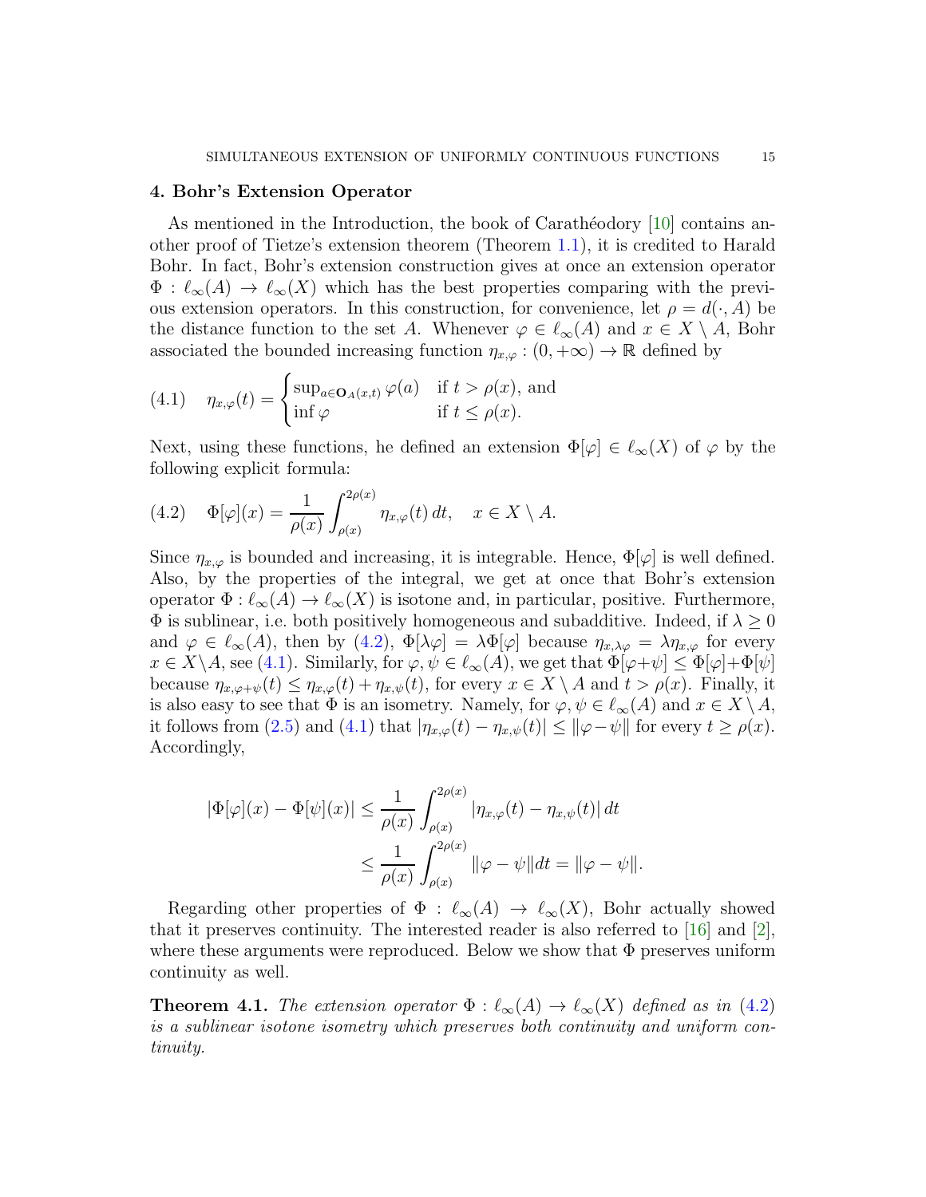## 4. Bohr's Extension Operator

As mentioned in the Introduction, the book of Carathéodory [10] contains another proof of Tietze's extension theorem (Theorem 1.1), it is credited to Harald Bohr. In fact, Bohr's extension construction gives at once an extension operator $\Phi : \ell_\infty(A) \to \ell_\infty(X)$ which has the best properties comparing with the previous extension operators. In this construction, for convenience, let $\rho = d(\cdot, A)$ be the distance function to the set $A$. Whenever $\varphi \in \ell_\infty(A)$ and $x \in X \setminus A$, Bohr associated the bounded increasing function $\eta_{x,\varphi} : (0, +\infty) \to \mathbb{R}$ defined by

$$\eta_{x,\varphi}(t) = \begin{cases} \sup_{a \in \mathbf{O}_A(x,t)} \varphi(a) & \text{if } t > \rho(x), \text{ and} \\ \inf \varphi & \text{if } t \le \rho(x). \end{cases} \tag{4.1}$$

Next, using these functions, he defined an extension $\Phi[\varphi] \in \ell_\infty(X)$ of $\varphi$ by the following explicit formula:

$$\Phi[\varphi](x) = \frac{1}{\rho(x)} \int_{\rho(x)}^{2\rho(x)} \eta_{x,\varphi}(t)\, dt, \quad x \in X \setminus A. \tag{4.2}$$

Since $\eta_{x,\varphi}$ is bounded and increasing, it is integrable. Hence, $\Phi[\varphi]$ is well defined. Also, by the properties of the integral, we get at once that Bohr's extension operator $\Phi : \ell_\infty(A) \to \ell_\infty(X)$ is isotone and, in particular, positive. Furthermore, $\Phi$ is sublinear, i.e. both positively homogeneous and subadditive. Indeed, if $\lambda \ge 0$ and $\varphi \in \ell_\infty(A)$, then by (4.2), $\Phi[\lambda\varphi] = \lambda\Phi[\varphi]$ because $\eta_{x,\lambda\varphi} = \lambda\eta_{x,\varphi}$ for every $x \in X \setminus A$, see (4.1). Similarly, for $\varphi, \psi \in \ell_\infty(A)$, we get that $\Phi[\varphi+\psi] \le \Phi[\varphi]+\Phi[\psi]$ because $\eta_{x,\varphi+\psi}(t) \le \eta_{x,\varphi}(t) + \eta_{x,\psi}(t)$, for every $x \in X \setminus A$ and $t > \rho(x)$. Finally, it is also easy to see that $\Phi$ is an isometry. Namely, for $\varphi, \psi \in \ell_\infty(A)$ and $x \in X \setminus A$, it follows from (2.5) and (4.1) that $|\eta_{x,\varphi}(t) - \eta_{x,\psi}(t)| \le \|\varphi - \psi\|$ for every $t \ge \rho(x)$. Accordingly,

$$\begin{aligned} |\Phi[\varphi](x) - \Phi[\psi](x)| &\le \frac{1}{\rho(x)} \int_{\rho(x)}^{2\rho(x)} |\eta_{x,\varphi}(t) - \eta_{x,\psi}(t)|\, dt \\ &\le \frac{1}{\rho(x)} \int_{\rho(x)}^{2\rho(x)} \|\varphi - \psi\| dt = \|\varphi - \psi\|. \end{aligned}$$

Regarding other properties of $\Phi : \ell_\infty(A) \to \ell_\infty(X)$, Bohr actually showed that it preserves continuity. The interested reader is also referred to [16] and [2], where these arguments were reproduced. Below we show that $\Phi$ preserves uniform continuity as well.

**Theorem 4.1.** *The extension operator $\Phi : \ell_\infty(A) \to \ell_\infty(X)$ defined as in (4.2) is a sublinear isotone isometry which preserves both continuity and uniform continuity.*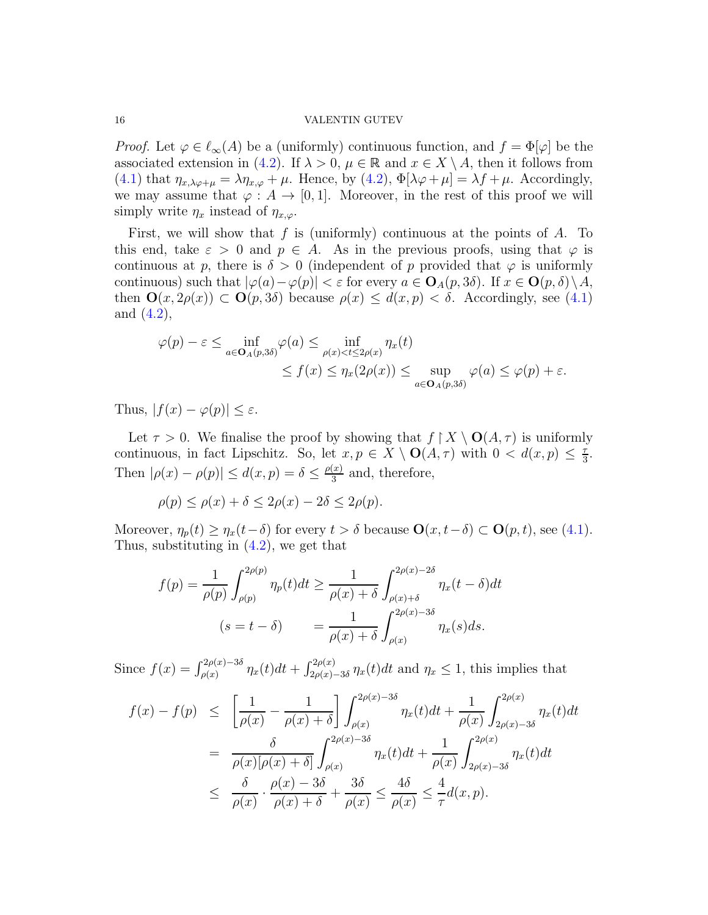*Proof.* Let $\varphi \in \ell_\infty(A)$ be a (uniformly) continuous function, and $f = \Phi[\varphi]$ be the associated extension in (4.2). If $\lambda > 0$, $\mu \in \mathbb{R}$ and $x \in X \setminus A$, then it follows from (4.1) that $\eta_{x,\lambda\varphi+\mu} = \lambda\eta_{x,\varphi} + \mu$. Hence, by (4.2), $\Phi[\lambda\varphi + \mu] = \lambda f + \mu$. Accordingly, we may assume that $\varphi : A \to [0, 1]$. Moreover, in the rest of this proof we will simply write $\eta_x$ instead of $\eta_{x,\varphi}$.

First, we will show that $f$ is (uniformly) continuous at the points of $A$. To this end, take $\varepsilon > 0$ and $p \in A$. As in the previous proofs, using that $\varphi$ is continuous at $p$, there is $\delta > 0$ (independent of $p$ provided that $\varphi$ is uniformly continuous) such that $|\varphi(a) - \varphi(p)| < \varepsilon$ for every $a \in \mathbf{O}_A(p, 3\delta)$. If $x \in \mathbf{O}(p, \delta) \setminus A$, then $\mathbf{O}(x, 2\rho(x)) \subset \mathbf{O}(p, 3\delta)$ because $\rho(x) \leq d(x, p) < \delta$. Accordingly, see (4.1) and (4.2),

$$
\begin{aligned}
\varphi(p) - \varepsilon \leq \inf_{a \in \mathbf{O}_A(p,3\delta)} \varphi(a) &\leq \inf_{\rho(x) < t \leq 2\rho(x)} \eta_x(t) \\
&\leq f(x) \leq \eta_x(2\rho(x)) \leq \sup_{a \in \mathbf{O}_A(p,3\delta)} \varphi(a) \leq \varphi(p) + \varepsilon.
\end{aligned}
$$

Thus, $|f(x) - \varphi(p)| \leq \varepsilon$.

Let $\tau > 0$. We finalise the proof by showing that $f \restriction X \setminus \mathbf{O}(A, \tau)$ is uniformly continuous, in fact Lipschitz. So, let $x, p \in X \setminus \mathbf{O}(A, \tau)$ with $0 < d(x, p) \leq \frac{\tau}{3}$. Then $|\rho(x) - \rho(p)| \leq d(x, p) = \delta \leq \frac{\rho(x)}{3}$ and, therefore,

$$
\rho(p) \leq \rho(x) + \delta \leq 2\rho(x) - 2\delta \leq 2\rho(p).
$$

Moreover, $\eta_p(t) \geq \eta_x(t - \delta)$ for every $t > \delta$ because $\mathbf{O}(x, t-\delta) \subset \mathbf{O}(p, t)$, see (4.1). Thus, substituting in (4.2), we get that

$$
\begin{aligned}
f(p) = \frac{1}{\rho(p)} \int_{\rho(p)}^{2\rho(p)} \eta_p(t)dt &\geq \frac{1}{\rho(x) + \delta} \int_{\rho(x)+\delta}^{2\rho(x)-2\delta} \eta_x(t - \delta)dt \\
(s = t - \delta) \qquad &= \frac{1}{\rho(x) + \delta} \int_{\rho(x)}^{2\rho(x)-3\delta} \eta_x(s)ds.
\end{aligned}
$$

Since $f(x) = \int_{\rho(x)}^{2\rho(x)-3\delta} \eta_x(t)dt + \int_{2\rho(x)-3\delta}^{2\rho(x)} \eta_x(t)dt$ and $\eta_x \leq 1$, this implies that

$$
\begin{aligned}
f(x) - f(p) &\leq \left[\frac{1}{\rho(x)} - \frac{1}{\rho(x) + \delta}\right] \int_{\rho(x)}^{2\rho(x)-3\delta} \eta_x(t)dt + \frac{1}{\rho(x)} \int_{2\rho(x)-3\delta}^{2\rho(x)} \eta_x(t)dt \\
&= \frac{\delta}{\rho(x)[\rho(x) + \delta]} \int_{\rho(x)}^{2\rho(x)-3\delta} \eta_x(t)dt + \frac{1}{\rho(x)} \int_{2\rho(x)-3\delta}^{2\rho(x)} \eta_x(t)dt \\
&\leq \frac{\delta}{\rho(x)} \cdot \frac{\rho(x) - 3\delta}{\rho(x) + \delta} + \frac{3\delta}{\rho(x)} \leq \frac{4\delta}{\rho(x)} \leq \frac{4}{\tau} d(x, p).
\end{aligned}
$$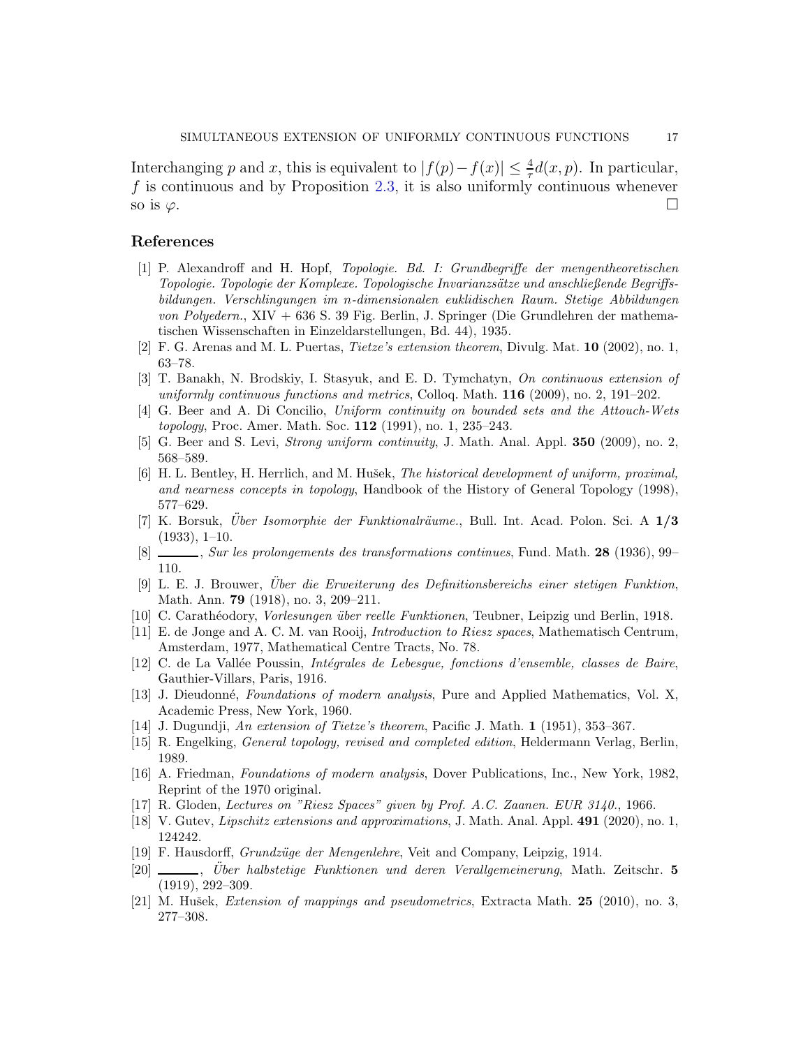Interchanging $p$ and $x$, this is equivalent to $|f(p)-f(x)| \leq \frac{4}{\tau}d(x,p)$. In particular, $f$ is continuous and by Proposition 2.3, it is also uniformly continuous whenever so is $\varphi$. □

## References

[1] P. Alexandroff and H. Hopf, *Topologie. Bd. I: Grundbegriffe der mengentheoretischen Topologie. Topologie der Komplexe. Topologische Invarianzsätze und anschließende Begriffsbildungen. Verschlingungen im n-dimensionalen euklidischen Raum. Stetige Abbildungen von Polyedern.*, XIV + 636 S. 39 Fig. Berlin, J. Springer (Die Grundlehren der mathematischen Wissenschaften in Einzeldarstellungen, Bd. 44), 1935.

[2] F. G. Arenas and M. L. Puertas, *Tietze's extension theorem*, Divulg. Mat. **10** (2002), no. 1, 63–78.

[3] T. Banakh, N. Brodskiy, I. Stasyuk, and E. D. Tymchatyn, *On continuous extension of uniformly continuous functions and metrics*, Colloq. Math. **116** (2009), no. 2, 191–202.

[4] G. Beer and A. Di Concilio, *Uniform continuity on bounded sets and the Attouch-Wets topology*, Proc. Amer. Math. Soc. **112** (1991), no. 1, 235–243.

[5] G. Beer and S. Levi, *Strong uniform continuity*, J. Math. Anal. Appl. **350** (2009), no. 2, 568–589.

[6] H. L. Bentley, H. Herrlich, and M. Hušek, *The historical development of uniform, proximal, and nearness concepts in topology*, Handbook of the History of General Topology (1998), 577–629.

[7] K. Borsuk, *Über Isomorphie der Funktionalräume.*, Bull. Int. Acad. Polon. Sci. A **1/3** (1933), 1–10.

[8] ———, *Sur les prolongements des transformations continues*, Fund. Math. **28** (1936), 99–110.

[9] L. E. J. Brouwer, *Über die Erweiterung des Definitionsbereichs einer stetigen Funktion*, Math. Ann. **79** (1918), no. 3, 209–211.

[10] C. Carathéodory, *Vorlesungen über reelle Funktionen*, Teubner, Leipzig und Berlin, 1918.

[11] E. de Jonge and A. C. M. van Rooij, *Introduction to Riesz spaces*, Mathematisch Centrum, Amsterdam, 1977, Mathematical Centre Tracts, No. 78.

[12] C. de La Vallée Poussin, *Intégrales de Lebesgue, fonctions d'ensemble, classes de Baire*, Gauthier-Villars, Paris, 1916.

[13] J. Dieudonné, *Foundations of modern analysis*, Pure and Applied Mathematics, Vol. X, Academic Press, New York, 1960.

[14] J. Dugundji, *An extension of Tietze's theorem*, Pacific J. Math. **1** (1951), 353–367.

[15] R. Engelking, *General topology, revised and completed edition*, Heldermann Verlag, Berlin, 1989.

[16] A. Friedman, *Foundations of modern analysis*, Dover Publications, Inc., New York, 1982, Reprint of the 1970 original.

[17] R. Gloden, *Lectures on "Riesz Spaces" given by Prof. A.C. Zaanen. EUR 3140.*, 1966.

[18] V. Gutev, *Lipschitz extensions and approximations*, J. Math. Anal. Appl. **491** (2020), no. 1, 124242.

[19] F. Hausdorff, *Grundzüge der Mengenlehre*, Veit and Company, Leipzig, 1914.

[20] ———, *Über halbstetige Funktionen und deren Verallgemeinerung*, Math. Zeitschr. **5** (1919), 292–309.

[21] M. Hušek, *Extension of mappings and pseudometrics*, Extracta Math. **25** (2010), no. 3, 277–308.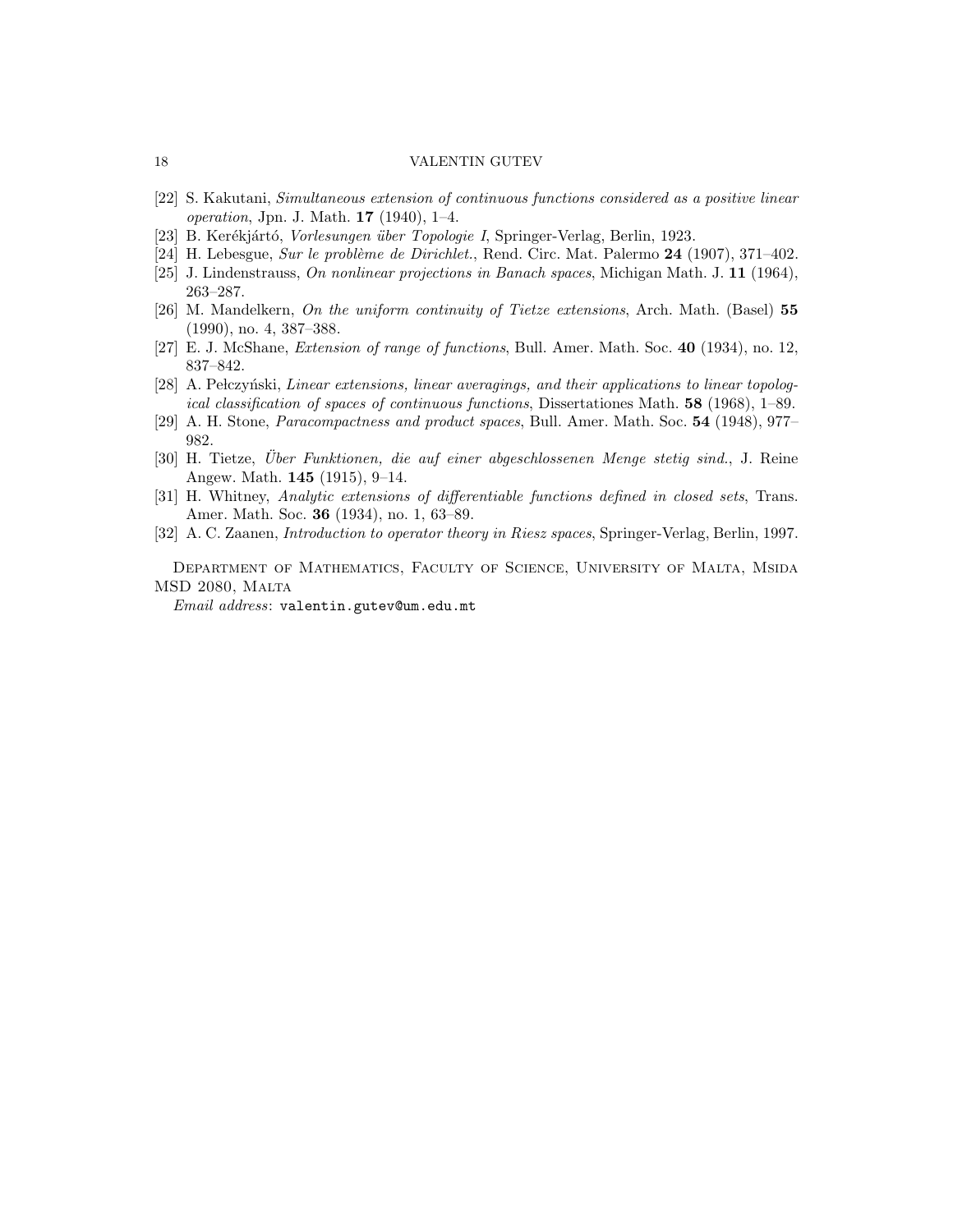[22] S. Kakutani, *Simultaneous extension of continuous functions considered as a positive linear operation*, Jpn. J. Math. **17** (1940), 1–4.

[23] B. Kerékjártó, *Vorlesungen über Topologie I*, Springer-Verlag, Berlin, 1923.

[24] H. Lebesgue, *Sur le problème de Dirichlet.*, Rend. Circ. Mat. Palermo **24** (1907), 371–402.

[25] J. Lindenstrauss, *On nonlinear projections in Banach spaces*, Michigan Math. J. **11** (1964), 263–287.

[26] M. Mandelkern, *On the uniform continuity of Tietze extensions*, Arch. Math. (Basel) **55** (1990), no. 4, 387–388.

[27] E. J. McShane, *Extension of range of functions*, Bull. Amer. Math. Soc. **40** (1934), no. 12, 837–842.

[28] A. Pełczyński, *Linear extensions, linear averagings, and their applications to linear topological classification of spaces of continuous functions*, Dissertationes Math. **58** (1968), 1–89.

[29] A. H. Stone, *Paracompactness and product spaces*, Bull. Amer. Math. Soc. **54** (1948), 977–982.

[30] H. Tietze, *Über Funktionen, die auf einer abgeschlossenen Menge stetig sind.*, J. Reine Angew. Math. **145** (1915), 9–14.

[31] H. Whitney, *Analytic extensions of differentiable functions defined in closed sets*, Trans. Amer. Math. Soc. **36** (1934), no. 1, 63–89.

[32] A. C. Zaanen, *Introduction to operator theory in Riesz spaces*, Springer-Verlag, Berlin, 1997.

Department of Mathematics, Faculty of Science, University of Malta, Msida MSD 2080, Malta

*Email address*: `valentin.gutev@um.edu.mt`